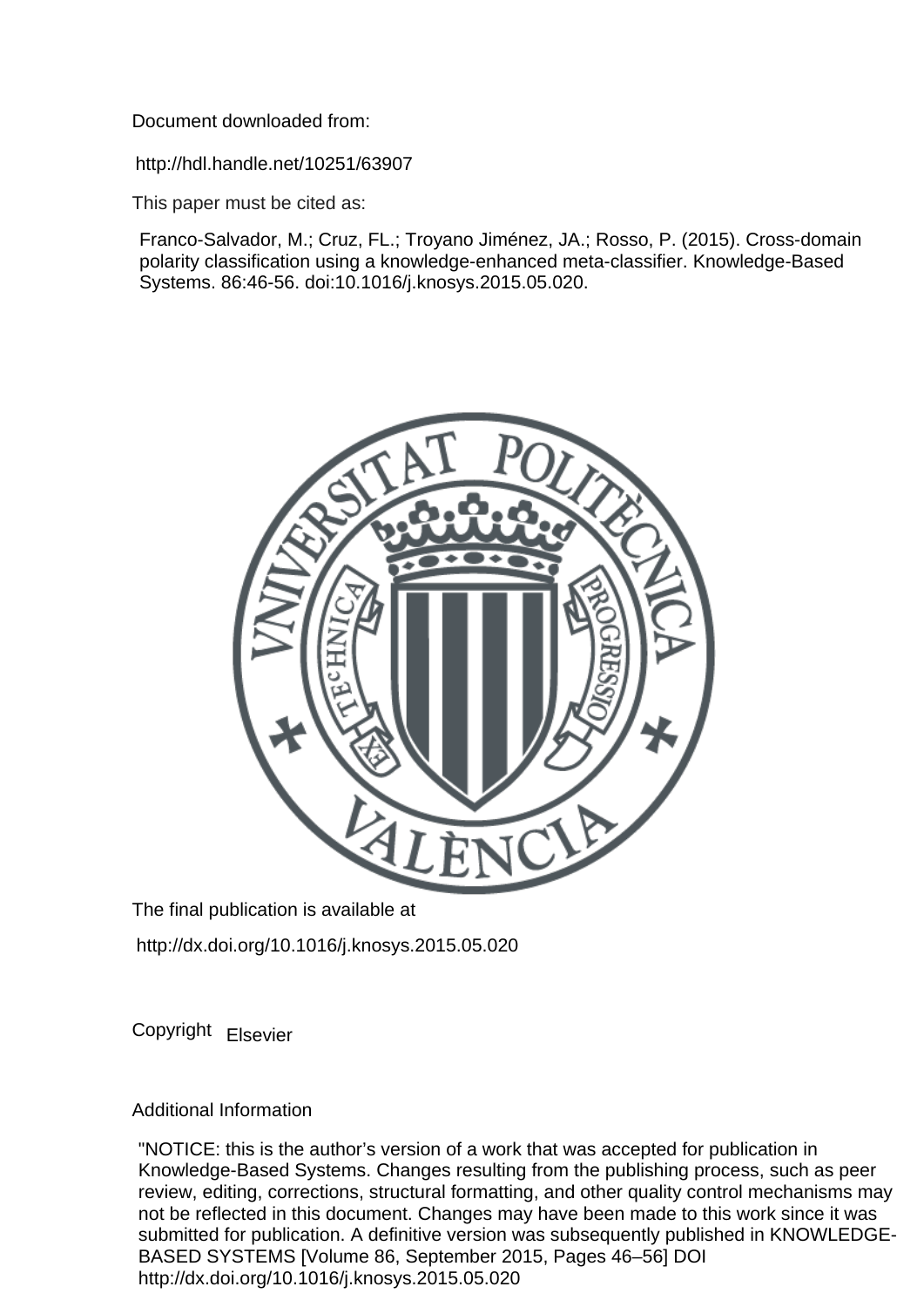Document downloaded from:

http://hdl.handle.net/10251/63907

This paper must be cited as:

Franco-Salvador, M.; Cruz, FL.; Troyano Jiménez, JA.; Rosso, P. (2015). Cross-domain polarity classification using a knowledge-enhanced meta-classifier. Knowledge-Based Systems. 86:46-56. doi:10.1016/j.knosys.2015.05.020.

The final publication is available at

http://dx.doi.org/10.1016/j.knosys.2015.05.020

Copyright Elsevier

Additional Information

"NOTICE: this is the author's version of a work that was accepted for publication in Knowledge-Based Systems. Changes resulting from the publishing process, such as peer review, editing, corrections, structural formatting, and other quality control mechanisms may not be reflected in this document. Changes may have been made to this work since it was submitted for publication. A definitive version was subsequently published in KNOWLEDGE-BASED SYSTEMS [Volume 86, September 2015, Pages 46–56] DOI http://dx.doi.org/10.1016/j.knosys.2015.05.020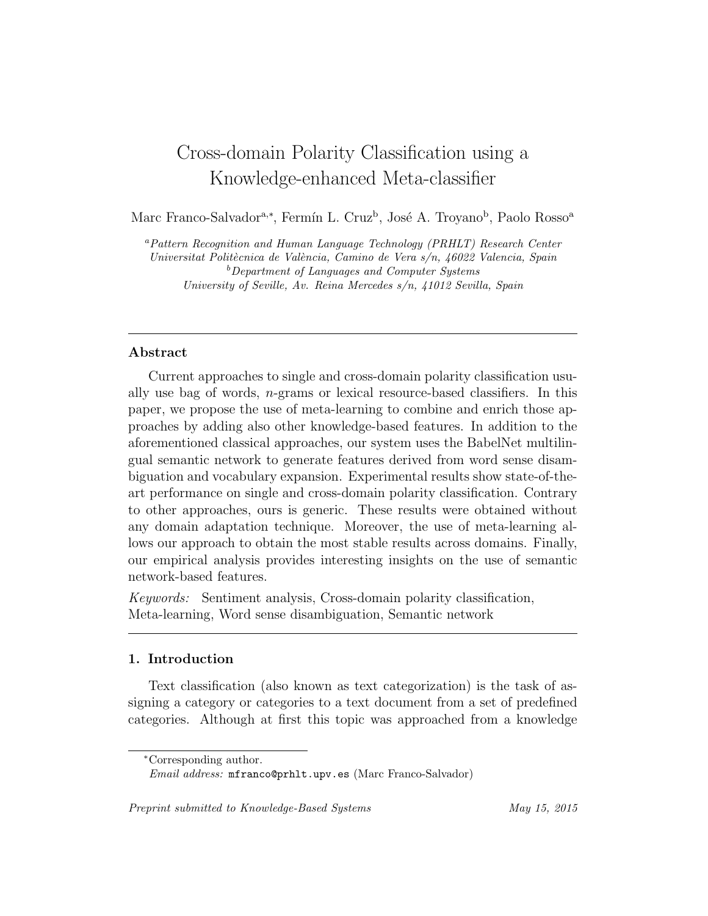# Cross-domain Polarity Classification using a Knowledge-enhanced Meta-classifier

Marc Franco-Salvador[a,*], Fermín L. Cruz[b], José A. Troyano[b], Paolo Rosso[a]

[a]*Pattern Recognition and Human Language Technology (PRHLT) Research Center*
*Universitat Politècnica de València, Camino de Vera s/n, 46022 Valencia, Spain*
[b]*Department of Languages and Computer Systems*
*University of Seville, Av. Reina Mercedes s/n, 41012 Sevilla, Spain*

---

## Abstract

Current approaches to single and cross-domain polarity classification usually use bag of words, *n*-grams or lexical resource-based classifiers. In this paper, we propose the use of meta-learning to combine and enrich those approaches by adding also other knowledge-based features. In addition to the aforementioned classical approaches, our system uses the BabelNet multilingual semantic network to generate features derived from word sense disambiguation and vocabulary expansion. Experimental results show state-of-the-art performance on single and cross-domain polarity classification. Contrary to other approaches, ours is generic. These results were obtained without any domain adaptation technique. Moreover, the use of meta-learning allows our approach to obtain the most stable results across domains. Finally, our empirical analysis provides interesting insights on the use of semantic network-based features.

*Keywords:* Sentiment analysis, Cross-domain polarity classification, Meta-learning, Word sense disambiguation, Semantic network

---

## 1. Introduction

Text classification (also known as text categorization) is the task of assigning a category or categories to a text document from a set of predefined categories. Although at first this topic was approached from a knowledge

---

*Corresponding author.
*Email address:* `mfranco@prhlt.upv.es` (Marc Franco-Salvador)

*Preprint submitted to Knowledge-Based Systems* May 15, 2015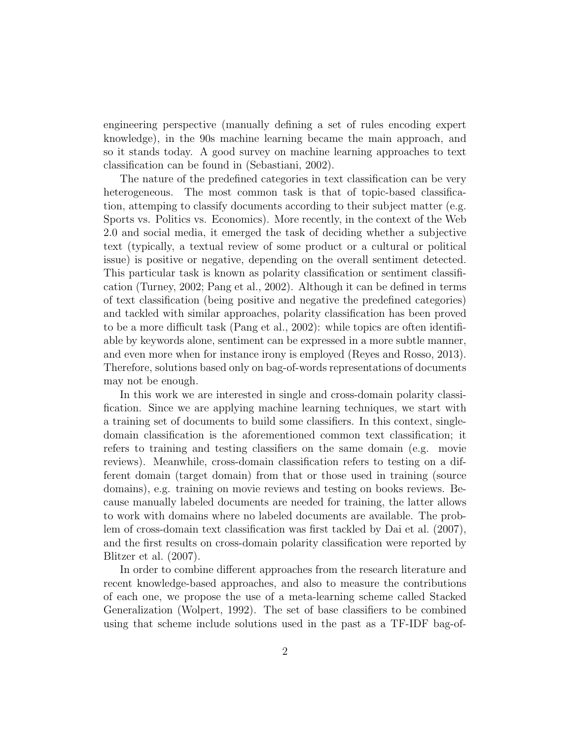engineering perspective (manually defining a set of rules encoding expert knowledge), in the 90s machine learning became the main approach, and so it stands today. A good survey on machine learning approaches to text classification can be found in (Sebastiani, 2002).

The nature of the predefined categories in text classification can be very heterogeneous. The most common task is that of topic-based classification, attemping to classify documents according to their subject matter (e.g. Sports vs. Politics vs. Economics). More recently, in the context of the Web 2.0 and social media, it emerged the task of deciding whether a subjective text (typically, a textual review of some product or a cultural or political issue) is positive or negative, depending on the overall sentiment detected. This particular task is known as polarity classification or sentiment classification (Turney, 2002; Pang et al., 2002). Although it can be defined in terms of text classification (being positive and negative the predefined categories) and tackled with similar approaches, polarity classification has been proved to be a more difficult task (Pang et al., 2002): while topics are often identifiable by keywords alone, sentiment can be expressed in a more subtle manner, and even more when for instance irony is employed (Reyes and Rosso, 2013). Therefore, solutions based only on bag-of-words representations of documents may not be enough.

In this work we are interested in single and cross-domain polarity classification. Since we are applying machine learning techniques, we start with a training set of documents to build some classifiers. In this context, single-domain classification is the aforementioned common text classification; it refers to training and testing classifiers on the same domain (e.g. movie reviews). Meanwhile, cross-domain classification refers to testing on a different domain (target domain) from that or those used in training (source domains), e.g. training on movie reviews and testing on books reviews. Because manually labeled documents are needed for training, the latter allows to work with domains where no labeled documents are available. The problem of cross-domain text classification was first tackled by Dai et al. (2007), and the first results on cross-domain polarity classification were reported by Blitzer et al. (2007).

In order to combine different approaches from the research literature and recent knowledge-based approaches, and also to measure the contributions of each one, we propose the use of a meta-learning scheme called Stacked Generalization (Wolpert, 1992). The set of base classifiers to be combined using that scheme include solutions used in the past as a TF-IDF bag-of-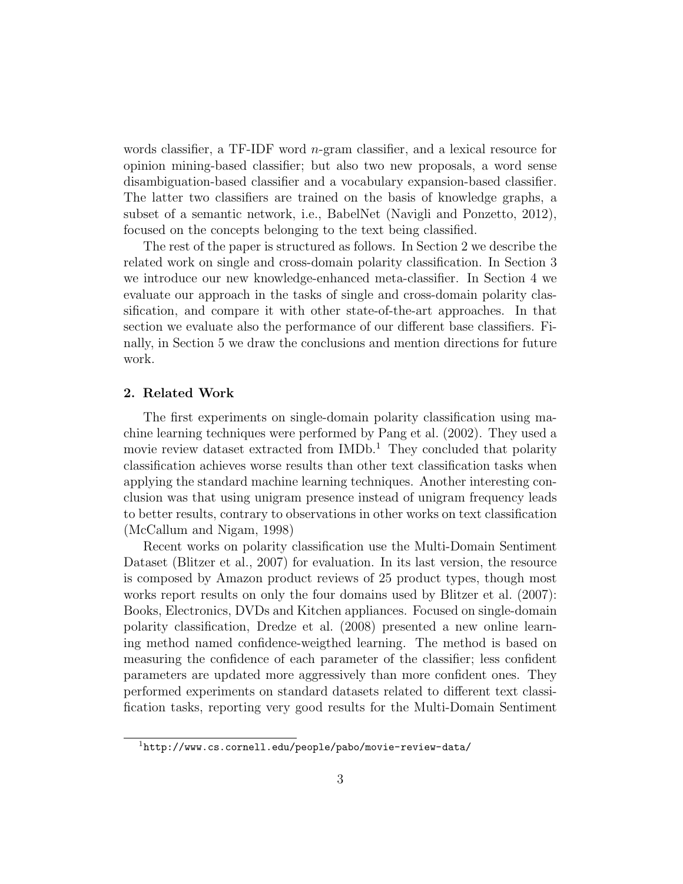words classifier, a TF-IDF word $n$-gram classifier, and a lexical resource for opinion mining-based classifier; but also two new proposals, a word sense disambiguation-based classifier and a vocabulary expansion-based classifier. The latter two classifiers are trained on the basis of knowledge graphs, a subset of a semantic network, i.e., BabelNet (Navigli and Ponzetto, 2012), focused on the concepts belonging to the text being classified.

The rest of the paper is structured as follows. In Section 2 we describe the related work on single and cross-domain polarity classification. In Section 3 we introduce our new knowledge-enhanced meta-classifier. In Section 4 we evaluate our approach in the tasks of single and cross-domain polarity classification, and compare it with other state-of-the-art approaches. In that section we evaluate also the performance of our different base classifiers. Finally, in Section 5 we draw the conclusions and mention directions for future work.

## 2. Related Work

The first experiments on single-domain polarity classification using machine learning techniques were performed by Pang et al. (2002). They used a movie review dataset extracted from IMDb.[1] They concluded that polarity classification achieves worse results than other text classification tasks when applying the standard machine learning techniques. Another interesting conclusion was that using unigram presence instead of unigram frequency leads to better results, contrary to observations in other works on text classification (McCallum and Nigam, 1998)

Recent works on polarity classification use the Multi-Domain Sentiment Dataset (Blitzer et al., 2007) for evaluation. In its last version, the resource is composed by Amazon product reviews of 25 product types, though most works report results on only the four domains used by Blitzer et al. (2007): Books, Electronics, DVDs and Kitchen appliances. Focused on single-domain polarity classification, Dredze et al. (2008) presented a new online learning method named confidence-weigthed learning. The method is based on measuring the confidence of each parameter of the classifier; less confident parameters are updated more aggressively than more confident ones. They performed experiments on standard datasets related to different text classification tasks, reporting very good results for the Multi-Domain Sentiment

[1] `http://www.cs.cornell.edu/people/pabo/movie-review-data/`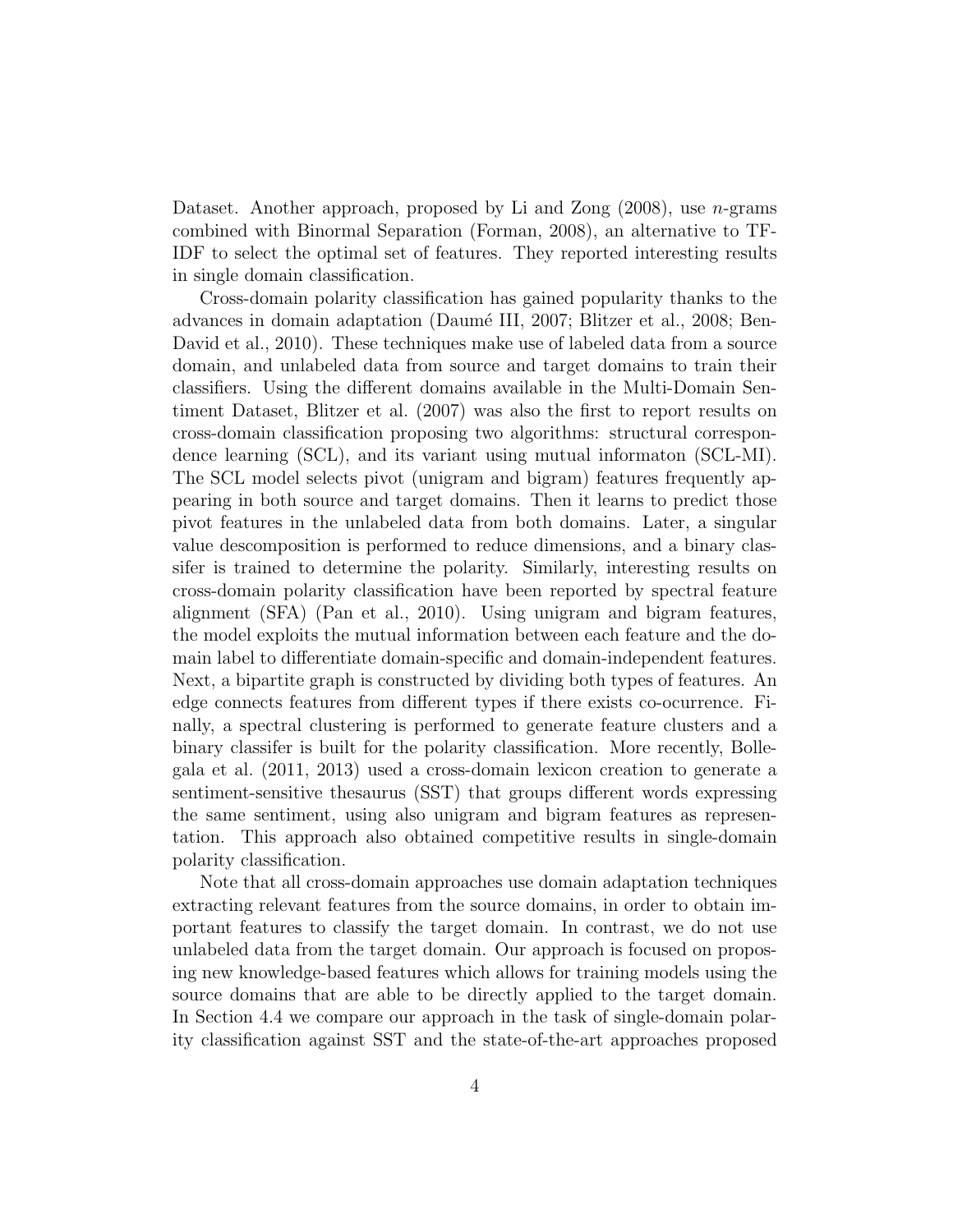Dataset. Another approach, proposed by Li and Zong (2008), use $n$-grams combined with Binormal Separation (Forman, 2008), an alternative to TF-IDF to select the optimal set of features. They reported interesting results in single domain classification.

Cross-domain polarity classification has gained popularity thanks to the advances in domain adaptation (Daumé III, 2007; Blitzer et al., 2008; Ben-David et al., 2010). These techniques make use of labeled data from a source domain, and unlabeled data from source and target domains to train their classifiers. Using the different domains available in the Multi-Domain Sentiment Dataset, Blitzer et al. (2007) was also the first to report results on cross-domain classification proposing two algorithms: structural correspondence learning (SCL), and its variant using mutual informaton (SCL-MI). The SCL model selects pivot (unigram and bigram) features frequently appearing in both source and target domains. Then it learns to predict those pivot features in the unlabeled data from both domains. Later, a singular value descomposition is performed to reduce dimensions, and a binary classifer is trained to determine the polarity. Similarly, interesting results on cross-domain polarity classification have been reported by spectral feature alignment (SFA) (Pan et al., 2010). Using unigram and bigram features, the model exploits the mutual information between each feature and the domain label to differentiate domain-specific and domain-independent features. Next, a bipartite graph is constructed by dividing both types of features. An edge connects features from different types if there exists co-ocurrence. Finally, a spectral clustering is performed to generate feature clusters and a binary classifer is built for the polarity classification. More recently, Bollegala et al. (2011, 2013) used a cross-domain lexicon creation to generate a sentiment-sensitive thesaurus (SST) that groups different words expressing the same sentiment, using also unigram and bigram features as representation. This approach also obtained competitive results in single-domain polarity classification.

Note that all cross-domain approaches use domain adaptation techniques extracting relevant features from the source domains, in order to obtain important features to classify the target domain. In contrast, we do not use unlabeled data from the target domain. Our approach is focused on proposing new knowledge-based features which allows for training models using the source domains that are able to be directly applied to the target domain. In Section 4.4 we compare our approach in the task of single-domain polarity classification against SST and the state-of-the-art approaches proposed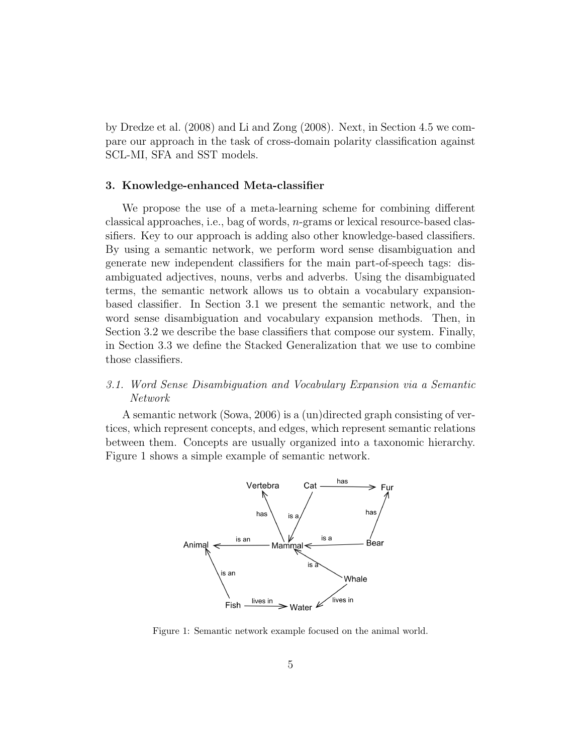by Dredze et al. (2008) and Li and Zong (2008). Next, in Section 4.5 we compare our approach in the task of cross-domain polarity classification against SCL-MI, SFA and SST models.

## 3. Knowledge-enhanced Meta-classifier

We propose the use of a meta-learning scheme for combining different classical approaches, i.e., bag of words, $n$-grams or lexical resource-based classifiers. Key to our approach is adding also other knowledge-based classifiers. By using a semantic network, we perform word sense disambiguation and generate new independent classifiers for the main part-of-speech tags: disambiguated adjectives, nouns, verbs and adverbs. Using the disambiguated terms, the semantic network allows us to obtain a vocabulary expansion-based classifier. In Section 3.1 we present the semantic network, and the word sense disambiguation and vocabulary expansion methods. Then, in Section 3.2 we describe the base classifiers that compose our system. Finally, in Section 3.3 we define the Stacked Generalization that we use to combine those classifiers.

### *3.1. Word Sense Disambiguation and Vocabulary Expansion via a Semantic Network*

A semantic network (Sowa, 2006) is a (un)directed graph consisting of vertices, which represent concepts, and edges, which represent semantic relations between them. Concepts are usually organized into a taxonomic hierarchy. Figure 1 shows a simple example of semantic network.

Figure 1: Semantic network example focused on the animal world.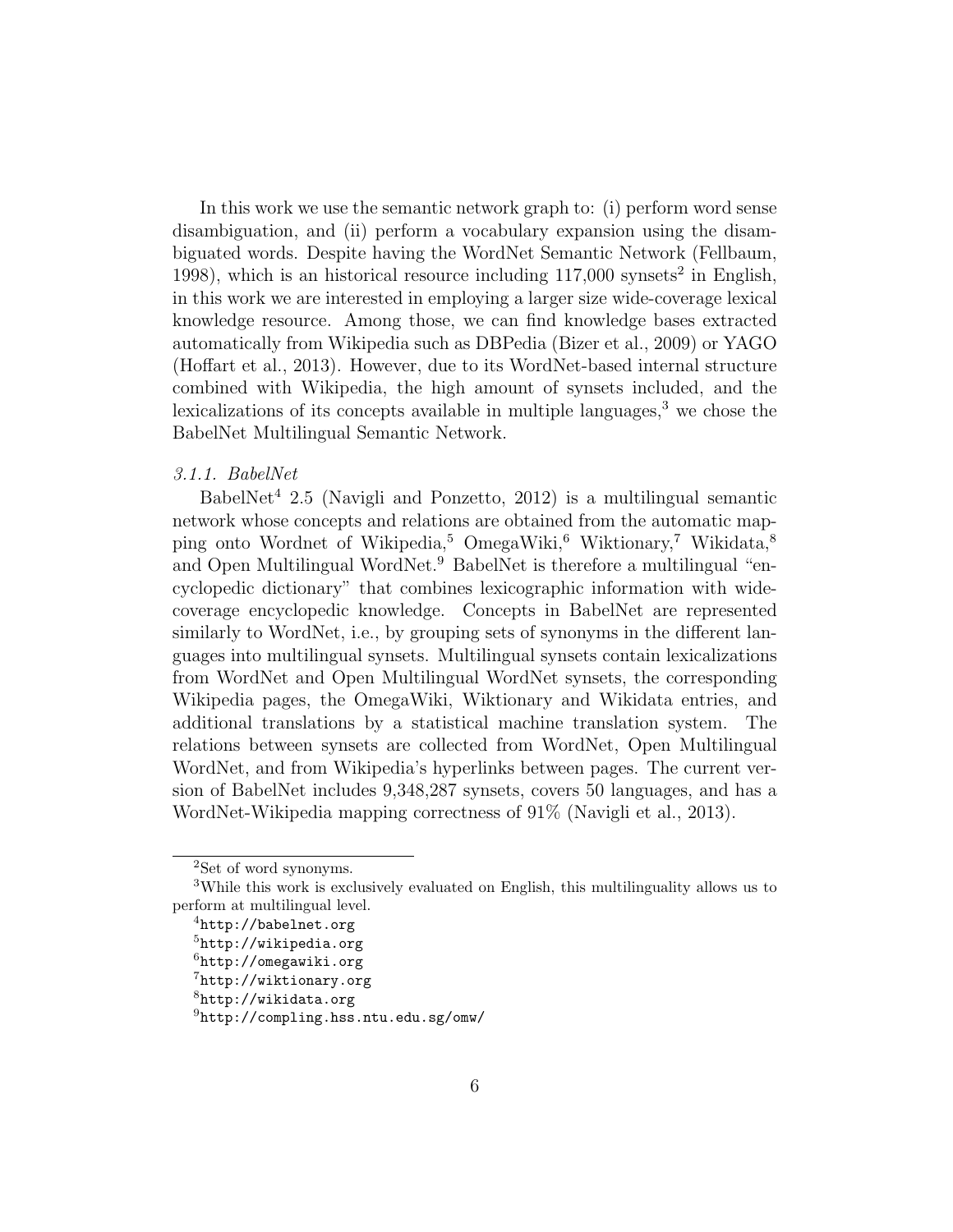In this work we use the semantic network graph to: (i) perform word sense disambiguation, and (ii) perform a vocabulary expansion using the disambiguated words. Despite having the WordNet Semantic Network (Fellbaum, 1998), which is an historical resource including 117,000 synsets[2] in English, in this work we are interested in employing a larger size wide-coverage lexical knowledge resource. Among those, we can find knowledge bases extracted automatically from Wikipedia such as DBPedia (Bizer et al., 2009) or YAGO (Hoffart et al., 2013). However, due to its WordNet-based internal structure combined with Wikipedia, the high amount of synsets included, and the lexicalizations of its concepts available in multiple languages,[3] we chose the BabelNet Multilingual Semantic Network.

#### *3.1.1. BabelNet*

BabelNet[4] 2.5 (Navigli and Ponzetto, 2012) is a multilingual semantic network whose concepts and relations are obtained from the automatic mapping onto Wordnet of Wikipedia,[5] OmegaWiki,[6] Wiktionary,[7] Wikidata,[8] and Open Multilingual WordNet.[9] BabelNet is therefore a multilingual "encyclopedic dictionary" that combines lexicographic information with wide-coverage encyclopedic knowledge. Concepts in BabelNet are represented similarly to WordNet, i.e., by grouping sets of synonyms in the different languages into multilingual synsets. Multilingual synsets contain lexicalizations from WordNet and Open Multilingual WordNet synsets, the corresponding Wikipedia pages, the OmegaWiki, Wiktionary and Wikidata entries, and additional translations by a statistical machine translation system. The relations between synsets are collected from WordNet, Open Multilingual WordNet, and from Wikipedia's hyperlinks between pages. The current version of BabelNet includes 9,348,287 synsets, covers 50 languages, and has a WordNet-Wikipedia mapping correctness of 91% (Navigli et al., 2013).

---

[2] Set of word synonyms.

[3] While this work is exclusively evaluated on English, this multilinguality allows us to perform at multilingual level.

[4] `http://babelnet.org`

[5] `http://wikipedia.org`

[6] `http://omegawiki.org`

[7] `http://wiktionary.org`

[8] `http://wikidata.org`

[9] `http://compling.hss.ntu.edu.sg/omw/`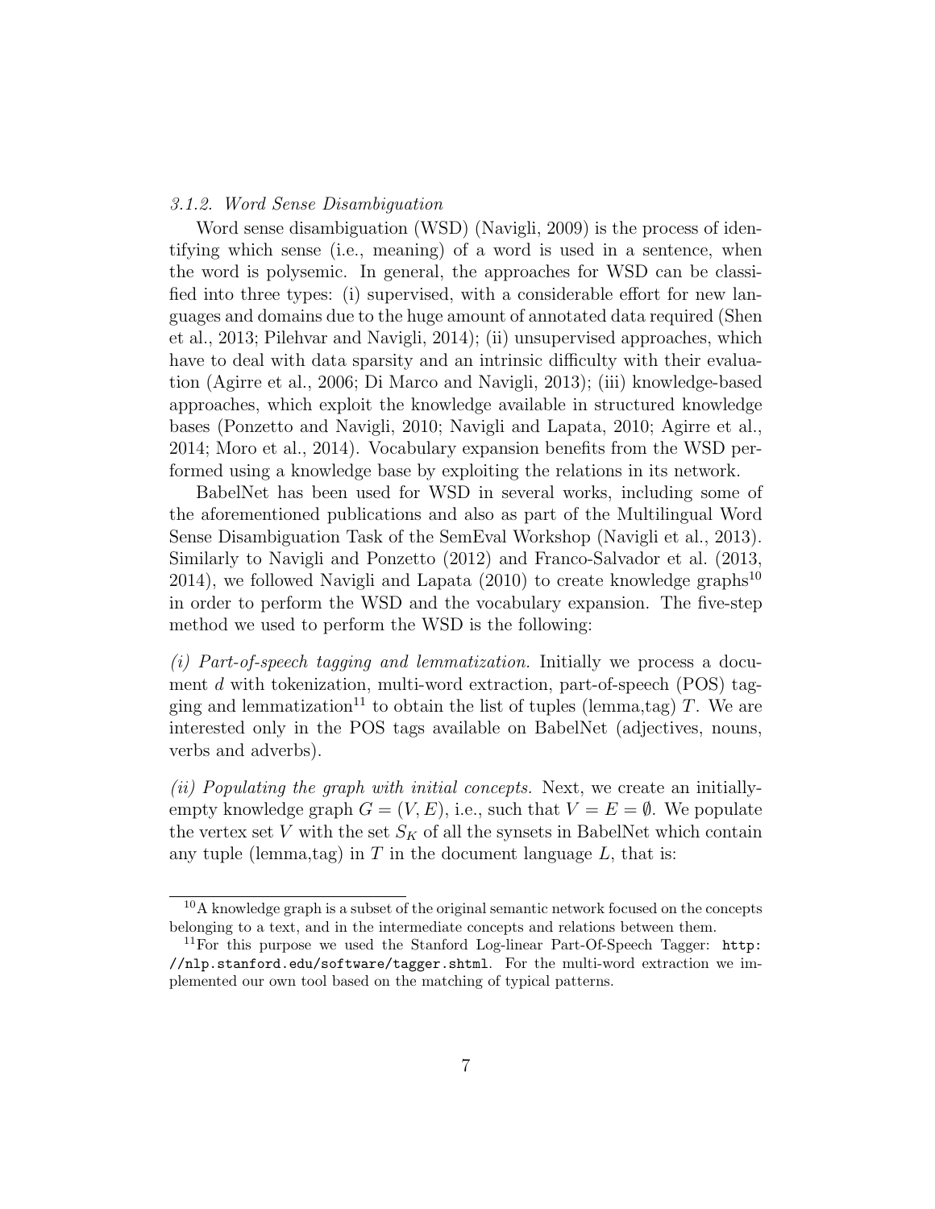### *3.1.2. Word Sense Disambiguation*

Word sense disambiguation (WSD) (Navigli, 2009) is the process of identifying which sense (i.e., meaning) of a word is used in a sentence, when the word is polysemic. In general, the approaches for WSD can be classified into three types: (i) supervised, with a considerable effort for new languages and domains due to the huge amount of annotated data required (Shen et al., 2013; Pilehvar and Navigli, 2014); (ii) unsupervised approaches, which have to deal with data sparsity and an intrinsic difficulty with their evaluation (Agirre et al., 2006; Di Marco and Navigli, 2013); (iii) knowledge-based approaches, which exploit the knowledge available in structured knowledge bases (Ponzetto and Navigli, 2010; Navigli and Lapata, 2010; Agirre et al., 2014; Moro et al., 2014). Vocabulary expansion benefits from the WSD performed using a knowledge base by exploiting the relations in its network.

BabelNet has been used for WSD in several works, including some of the aforementioned publications and also as part of the Multilingual Word Sense Disambiguation Task of the SemEval Workshop (Navigli et al., 2013). Similarly to Navigli and Ponzetto (2012) and Franco-Salvador et al. (2013, 2014), we followed Navigli and Lapata (2010) to create knowledge graphs[10] in order to perform the WSD and the vocabulary expansion. The five-step method we used to perform the WSD is the following:

*(i) Part-of-speech tagging and lemmatization.* Initially we process a document $d$ with tokenization, multi-word extraction, part-of-speech (POS) tagging and lemmatization[11] to obtain the list of tuples (lemma,tag) $T$. We are interested only in the POS tags available on BabelNet (adjectives, nouns, verbs and adverbs).

*(ii) Populating the graph with initial concepts.* Next, we create an initially-empty knowledge graph $G = (V, E)$, i.e., such that $V = E = \emptyset$. We populate the vertex set $V$ with the set $S_K$ of all the synsets in BabelNet which contain any tuple (lemma,tag) in $T$ in the document language $L$, that is:

[10] A knowledge graph is a subset of the original semantic network focused on the concepts belonging to a text, and in the intermediate concepts and relations between them.

[11] For this purpose we used the Stanford Log-linear Part-Of-Speech Tagger: `http://nlp.stanford.edu/software/tagger.shtml`. For the multi-word extraction we implemented our own tool based on the matching of typical patterns.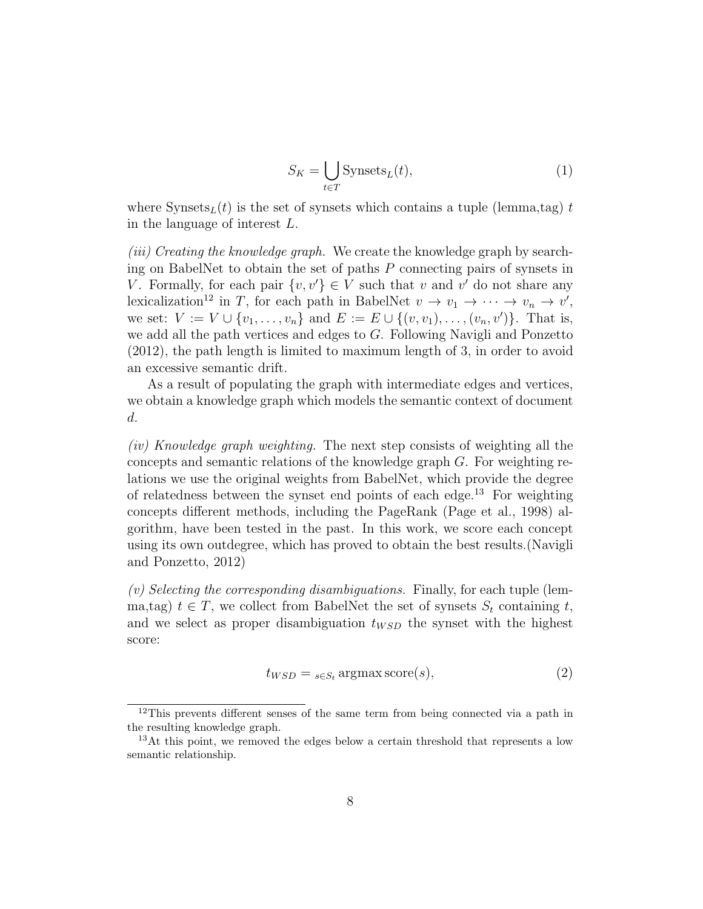$$S_K = \bigcup_{t \in T} \text{Synsets}_L(t), \tag{1}$$

where $\text{Synsets}_L(t)$ is the set of synsets which contains a tuple (lemma,tag) $t$ in the language of interest $L$.

*(iii) Creating the knowledge graph.* We create the knowledge graph by searching on BabelNet to obtain the set of paths $P$ connecting pairs of synsets in $V$. Formally, for each pair $\{v, v'\} \in V$ such that $v$ and $v'$ do not share any lexicalization[12] in $T$, for each path in BabelNet $v \to v_1 \to \cdots \to v_n \to v'$, we set: $V := V \cup \{v_1, \ldots, v_n\}$ and $E := E \cup \{(v, v_1), \ldots, (v_n, v')\}$. That is, we add all the path vertices and edges to $G$. Following Navigli and Ponzetto (2012), the path length is limited to maximum length of 3, in order to avoid an excessive semantic drift.

As a result of populating the graph with intermediate edges and vertices, we obtain a knowledge graph which models the semantic context of document $d$.

*(iv) Knowledge graph weighting.* The next step consists of weighting all the concepts and semantic relations of the knowledge graph $G$. For weighting relations we use the original weights from BabelNet, which provide the degree of relatedness between the synset end points of each edge.[13] For weighting concepts different methods, including the PageRank (Page et al., 1998) algorithm, have been tested in the past. In this work, we score each concept using its own outdegree, which has proved to obtain the best results.(Navigli and Ponzetto, 2012)

*(v) Selecting the corresponding disambiguations.* Finally, for each tuple (lemma,tag) $t \in T$, we collect from BabelNet the set of synsets $S_t$ containing $t$, and we select as proper disambiguation $t_{WSD}$ the synset with the highest score:

$$t_{WSD} = {}_{s \in S_t} \operatorname{argmax} \text{score}(s), \tag{2}$$

---

[12] This prevents different senses of the same term from being connected via a path in the resulting knowledge graph.

[13] At this point, we removed the edges below a certain threshold that represents a low semantic relationship.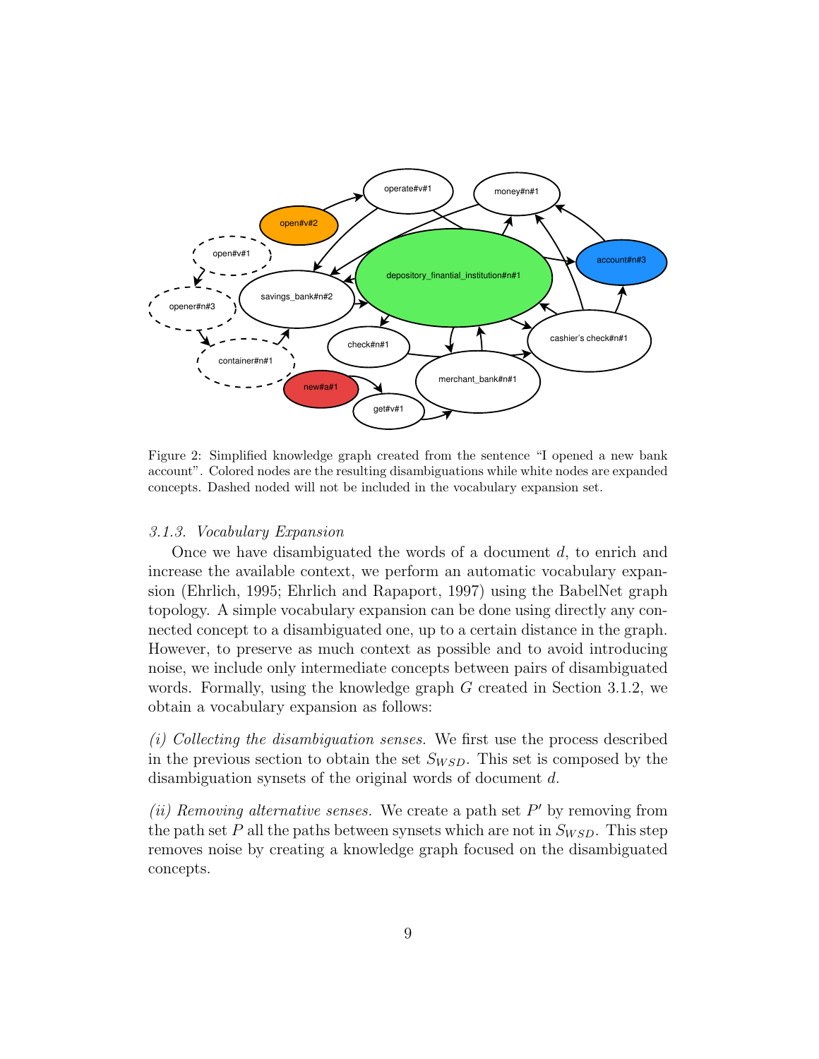Figure 2: Simplified knowledge graph created from the sentence "I opened a new bank account". Colored nodes are the resulting disambiguations while white nodes are expanded concepts. Dashed noded will not be included in the vocabulary expansion set.

*3.1.3. Vocabulary Expansion*

Once we have disambiguated the words of a document $d$, to enrich and increase the available context, we perform an automatic vocabulary expansion (Ehrlich, 1995; Ehrlich and Rapaport, 1997) using the BabelNet graph topology. A simple vocabulary expansion can be done using directly any connected concept to a disambiguated one, up to a certain distance in the graph. However, to preserve as much context as possible and to avoid introducing noise, we include only intermediate concepts between pairs of disambiguated words. Formally, using the knowledge graph $G$ created in Section 3.1.2, we obtain a vocabulary expansion as follows:

*(i) Collecting the disambiguation senses.* We first use the process described in the previous section to obtain the set $S_{WSD}$. This set is composed by the disambiguation synsets of the original words of document $d$.

*(ii) Removing alternative senses.* We create a path set $P'$ by removing from the path set $P$ all the paths between synsets which are not in $S_{WSD}$. This step removes noise by creating a knowledge graph focused on the disambiguated concepts.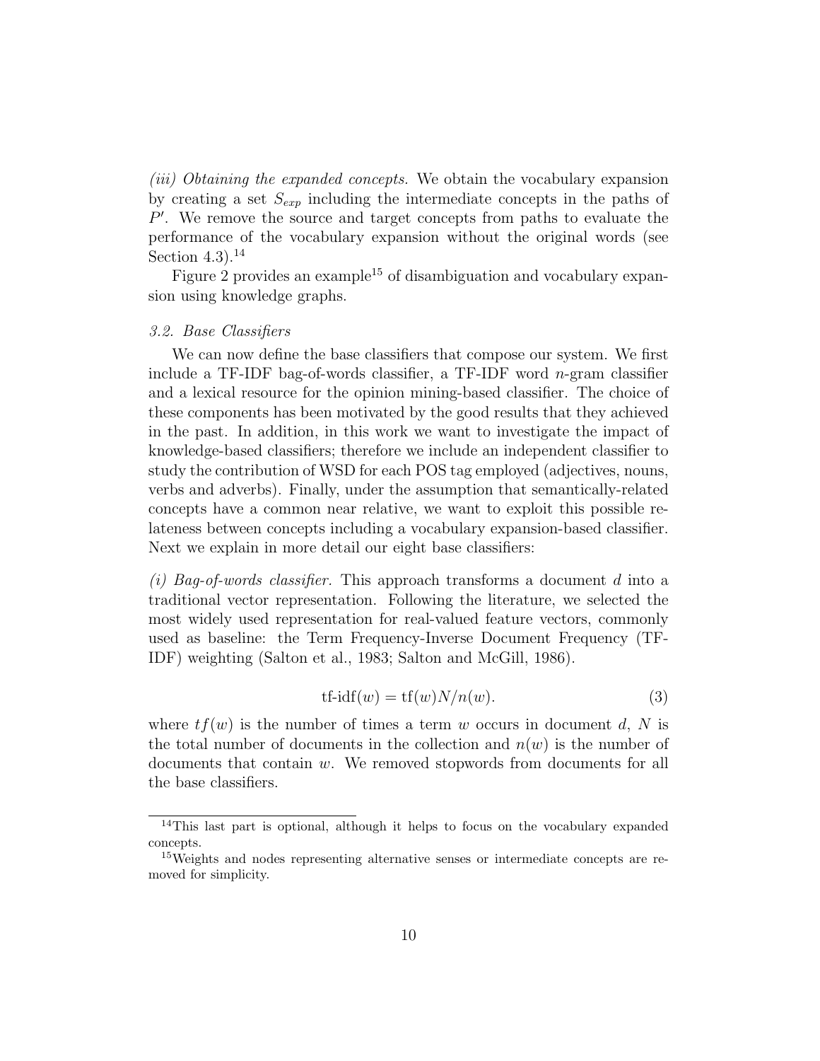*(iii) Obtaining the expanded concepts.* We obtain the vocabulary expansion by creating a set $S_{exp}$ including the intermediate concepts in the paths of $P'$. We remove the source and target concepts from paths to evaluate the performance of the vocabulary expansion without the original words (see Section 4.3).[14]

Figure 2 provides an example[15] of disambiguation and vocabulary expansion using knowledge graphs.

### *3.2. Base Classifiers*

We can now define the base classifiers that compose our system. We first include a TF-IDF bag-of-words classifier, a TF-IDF word $n$-gram classifier and a lexical resource for the opinion mining-based classifier. The choice of these components has been motivated by the good results that they achieved in the past. In addition, in this work we want to investigate the impact of knowledge-based classifiers; therefore we include an independent classifier to study the contribution of WSD for each POS tag employed (adjectives, nouns, verbs and adverbs). Finally, under the assumption that semantically-related concepts have a common near relative, we want to exploit this possible relateness between concepts including a vocabulary expansion-based classifier. Next we explain in more detail our eight base classifiers:

*(i) Bag-of-words classifier.* This approach transforms a document $d$ into a traditional vector representation. Following the literature, we selected the most widely used representation for real-valued feature vectors, commonly used as baseline: the Term Frequency-Inverse Document Frequency (TF-IDF) weighting (Salton et al., 1983; Salton and McGill, 1986).

$$\text{tf-idf}(w) = \text{tf}(w)N/n(w). \tag{3}$$

where $tf(w)$ is the number of times a term $w$ occurs in document $d$, $N$ is the total number of documents in the collection and $n(w)$ is the number of documents that contain $w$. We removed stopwords from documents for all the base classifiers.

---

[14] This last part is optional, although it helps to focus on the vocabulary expanded concepts.

[15] Weights and nodes representing alternative senses or intermediate concepts are removed for simplicity.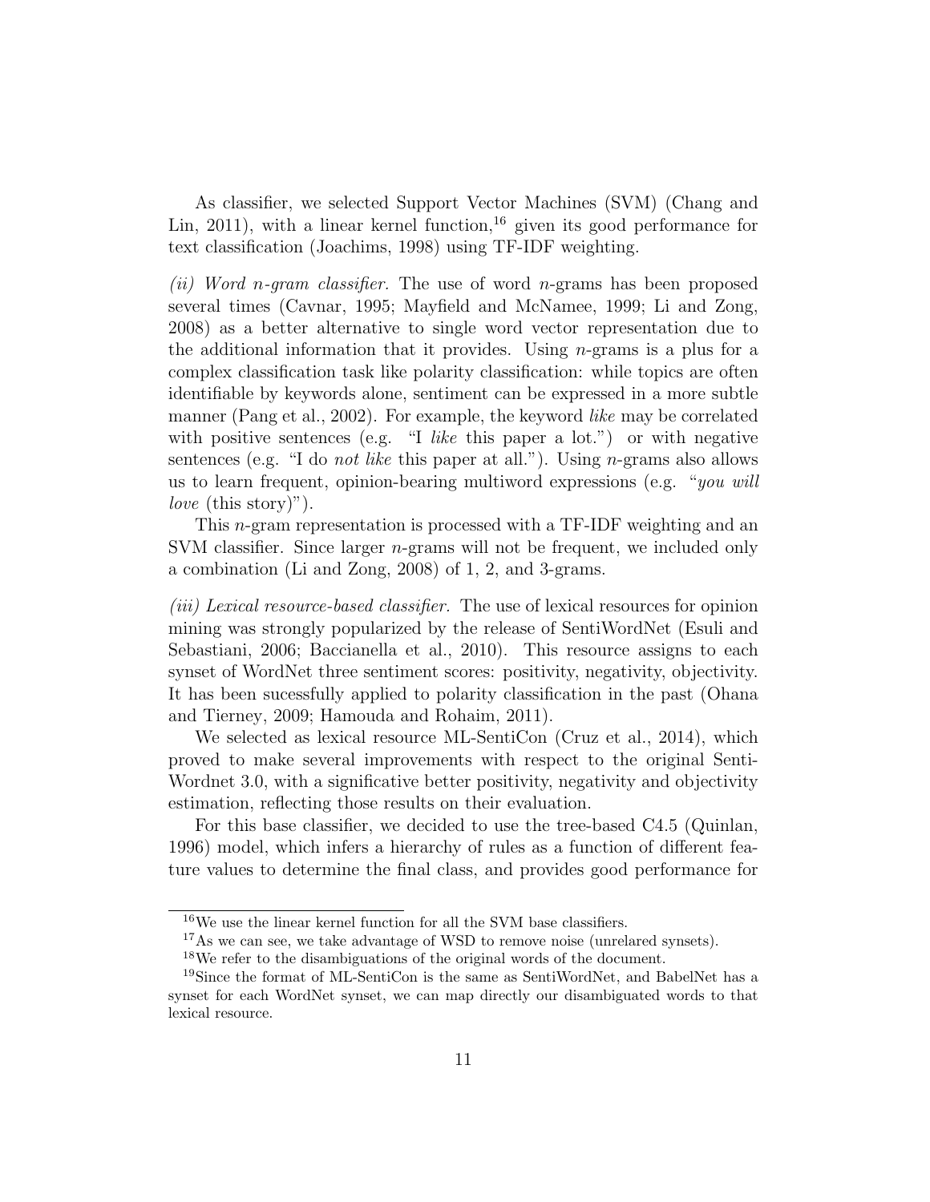As classifier, we selected Support Vector Machines (SVM) (Chang and Lin, 2011), with a linear kernel function,[16] given its good performance for text classification (Joachims, 1998) using TF-IDF weighting.

*(ii) Word n-gram classifier.* The use of word $n$-grams has been proposed several times (Cavnar, 1995; Mayfield and McNamee, 1999; Li and Zong, 2008) as a better alternative to single word vector representation due to the additional information that it provides. Using $n$-grams is a plus for a complex classification task like polarity classification: while topics are often identifiable by keywords alone, sentiment can be expressed in a more subtle manner (Pang et al., 2002). For example, the keyword *like* may be correlated with positive sentences (e.g. "I *like* this paper a lot.") or with negative sentences (e.g. "I do *not like* this paper at all."). Using $n$-grams also allows us to learn frequent, opinion-bearing multiword expressions (e.g. "*you will love* (this story)").

This $n$-gram representation is processed with a TF-IDF weighting and an SVM classifier. Since larger $n$-grams will not be frequent, we included only a combination (Li and Zong, 2008) of 1, 2, and 3-grams.

*(iii) Lexical resource-based classifier.* The use of lexical resources for opinion mining was strongly popularized by the release of SentiWordNet (Esuli and Sebastiani, 2006; Baccianella et al., 2010). This resource assigns to each synset of WordNet three sentiment scores: positivity, negativity, objectivity. It has been sucessfully applied to polarity classification in the past (Ohana and Tierney, 2009; Hamouda and Rohaim, 2011).

We selected as lexical resource ML-SentiCon (Cruz et al., 2014), which proved to make several improvements with respect to the original Senti-Wordnet 3.0, with a significative better positivity, negativity and objectivity estimation, reflecting those results on their evaluation.

For this base classifier, we decided to use the tree-based C4.5 (Quinlan, 1996) model, which infers a hierarchy of rules as a function of different feature values to determine the final class, and provides good performance for

[16] We use the linear kernel function for all the SVM base classifiers.

[17] As we can see, we take advantage of WSD to remove noise (unrelared synsets).

[18] We refer to the disambiguations of the original words of the document.

[19] Since the format of ML-SentiCon is the same as SentiWordNet, and BabelNet has a synset for each WordNet synset, we can map directly our disambiguated words to that lexical resource.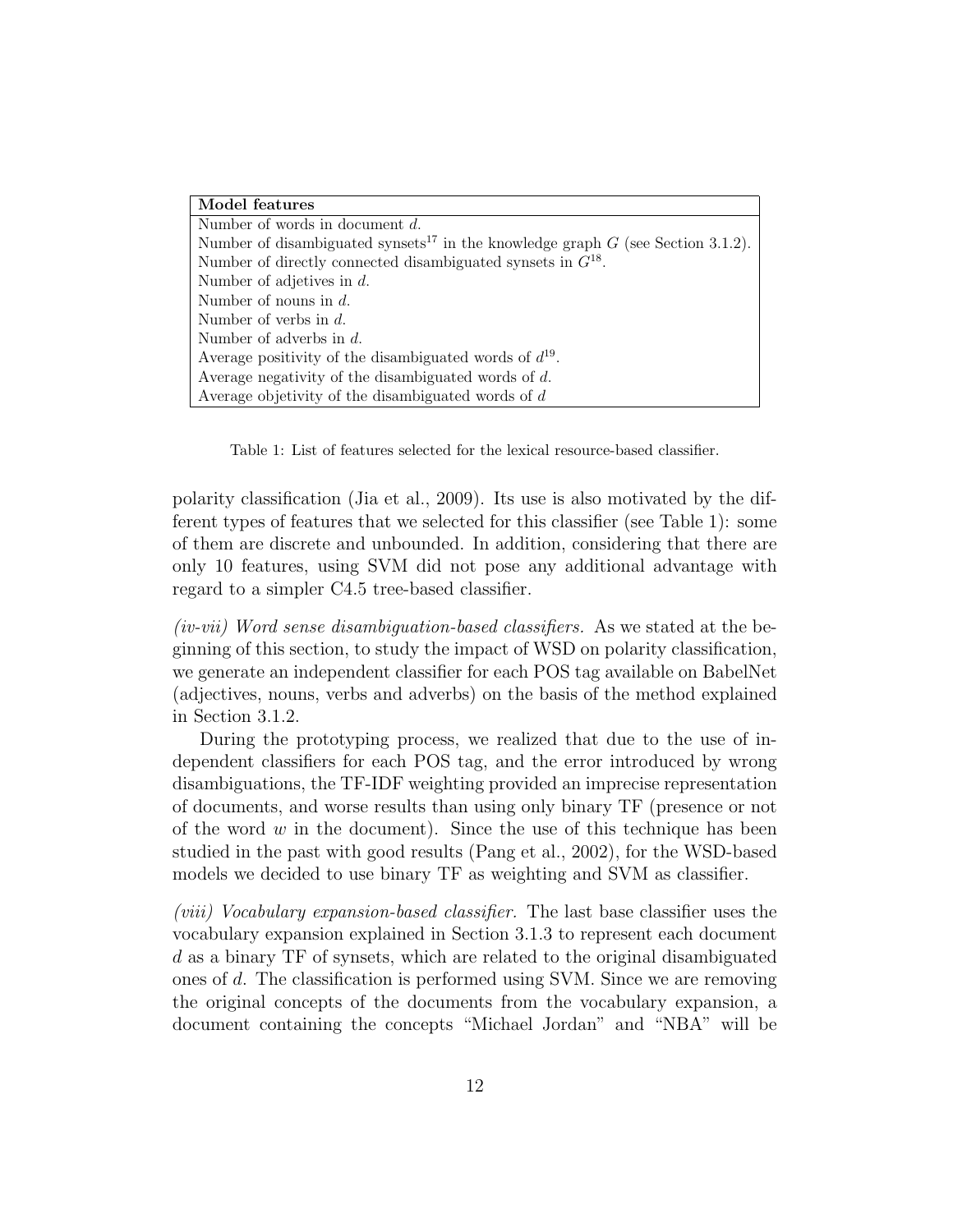| **Model features** |
| --- |
| Number of words in document $d$. |
| Number of disambiguated synsets[17] in the knowledge graph $G$ (see Section 3.1.2). |
| Number of directly connected disambiguated synsets in $G$[18]. |
| Number of adjectives in $d$. |
| Number of nouns in $d$. |
| Number of verbs in $d$. |
| Number of adverbs in $d$. |
| Average positivity of the disambiguated words of $d$[19]. |
| Average negativity of the disambiguated words of $d$. |
| Average objetivity of the disambiguated words of $d$ |

Table 1: List of features selected for the lexical resource-based classifier.

polarity classification (Jia et al., 2009). Its use is also motivated by the different types of features that we selected for this classifier (see Table 1): some of them are discrete and unbounded. In addition, considering that there are only 10 features, using SVM did not pose any additional advantage with regard to a simpler C4.5 tree-based classifier.

*(iv-vii) Word sense disambiguation-based classifiers.* As we stated at the beginning of this section, to study the impact of WSD on polarity classification, we generate an independent classifier for each POS tag available on BabelNet (adjectives, nouns, verbs and adverbs) on the basis of the method explained in Section 3.1.2.

During the prototyping process, we realized that due to the use of independent classifiers for each POS tag, and the error introduced by wrong disambiguations, the TF-IDF weighting provided an imprecise representation of documents, and worse results than using only binary TF (presence or not of the word $w$ in the document). Since the use of this technique has been studied in the past with good results (Pang et al., 2002), for the WSD-based models we decided to use binary TF as weighting and SVM as classifier.

*(viii) Vocabulary expansion-based classifier.* The last base classifier uses the vocabulary expansion explained in Section 3.1.3 to represent each document $d$ as a binary TF of synsets, which are related to the original disambiguated ones of $d$. The classification is performed using SVM. Since we are removing the original concepts of the documents from the vocabulary expansion, a document containing the concepts "Michael Jordan" and "NBA" will be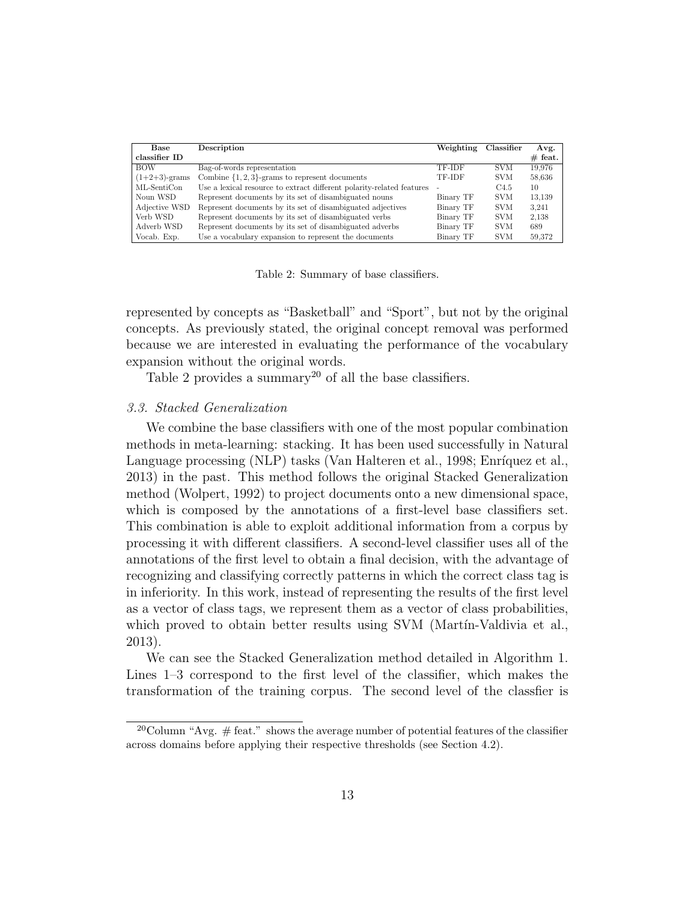| Base classifier ID | Description | Weighting | Classifier | Avg. # feat. |
|---|---|---|---|---|
| BOW | Bag-of-words representation | TF-IDF | SVM | 19,976 |
| (1+2+3)-grams | Combine $\{1, 2, 3\}$-grams to represent documents | TF-IDF | SVM | 58,636 |
| ML-SentiCon | Use a lexical resource to extract different polarity-related features | - | C4.5 | 10 |
| Noun WSD | Represent documents by its set of disambiguated nouns | Binary TF | SVM | 13,139 |
| Adjective WSD | Represent documents by its set of disambiguated adjectives | Binary TF | SVM | 3,241 |
| Verb WSD | Represent documents by its set of disambiguated verbs | Binary TF | SVM | 2,138 |
| Adverb WSD | Represent documents by its set of disambiguated adverbs | Binary TF | SVM | 689 |
| Vocab. Exp. | Use a vocabulary expansion to represent the documents | Binary TF | SVM | 59,372 |

Table 2: Summary of base classifiers.

represented by concepts as "Basketball" and "Sport", but not by the original concepts. As previously stated, the original concept removal was performed because we are interested in evaluating the performance of the vocabulary expansion without the original words.

Table 2 provides a summary[20] of all the base classifiers.

### *3.3. Stacked Generalization*

We combine the base classifiers with one of the most popular combination methods in meta-learning: stacking. It has been used successfully in Natural Language processing (NLP) tasks (Van Halteren et al., 1998; Enríquez et al., 2013) in the past. This method follows the original Stacked Generalization method (Wolpert, 1992) to project documents onto a new dimensional space, which is composed by the annotations of a first-level base classifiers set. This combination is able to exploit additional information from a corpus by processing it with different classifiers. A second-level classifier uses all of the annotations of the first level to obtain a final decision, with the advantage of recognizing and classifying correctly patterns in which the correct class tag is in inferiority. In this work, instead of representing the results of the first level as a vector of class tags, we represent them as a vector of class probabilities, which proved to obtain better results using SVM (Martín-Valdivia et al., 2013).

We can see the Stacked Generalization method detailed in Algorithm 1. Lines 1–3 correspond to the first level of the classifier, which makes the transformation of the training corpus. The second level of the classfier is

[20] Column "Avg. # feat." shows the average number of potential features of the classifier across domains before applying their respective thresholds (see Section 4.2).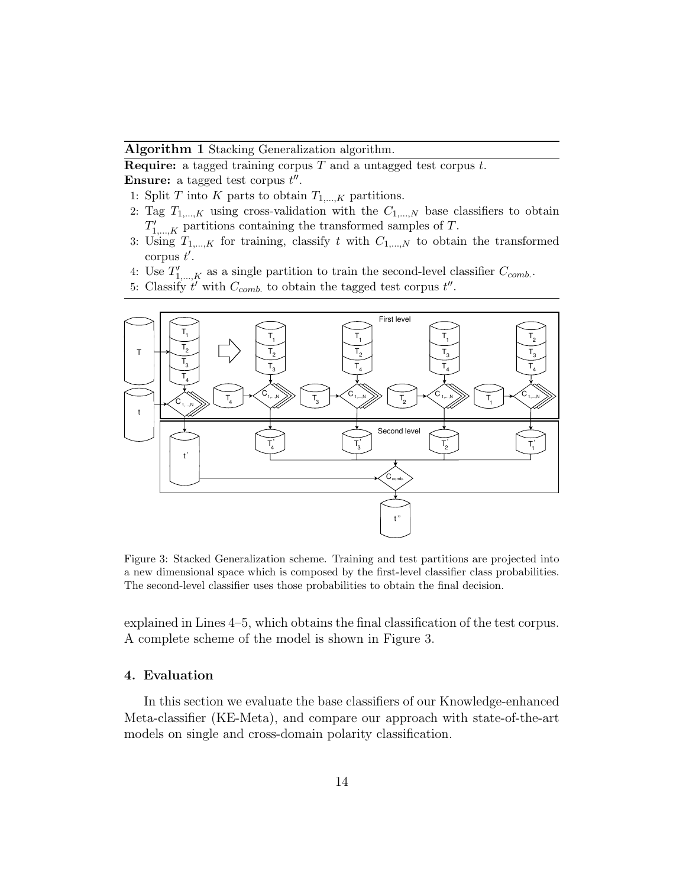**Algorithm 1** Stacking Generalization algorithm.

**Require:** a tagged training corpus $T$ and a untagged test corpus $t$.

**Ensure:** a tagged test corpus $t''$.

1: Split $T$ into $K$ parts to obtain $T_{1,\ldots,K}$ partitions.

2: Tag $T_{1,\ldots,K}$ using cross-validation with the $C_{1,\ldots,N}$ base classifiers to obtain $T'_{1,\ldots,K}$ partitions containing the transformed samples of $T$.

3: Using $T_{1,\ldots,K}$ for training, classify $t$ with $C_{1,\ldots,N}$ to obtain the transformed corpus $t'$.

4: Use $T'_{1,\ldots,K}$ as a single partition to train the second-level classifier $C_{comb.}$.

5: Classify $t'$ with $C_{comb.}$ to obtain the tagged test corpus $t''$.

Figure 3: Stacked Generalization scheme. Training and test partitions are projected into a new dimensional space which is composed by the first-level classifier class probabilities. The second-level classifier uses those probabilities to obtain the final decision.

explained in Lines 4–5, which obtains the final classification of the test corpus. A complete scheme of the model is shown in Figure 3.

## 4. Evaluation

In this section we evaluate the base classifiers of our Knowledge-enhanced Meta-classifier (KE-Meta), and compare our approach with state-of-the-art models on single and cross-domain polarity classification.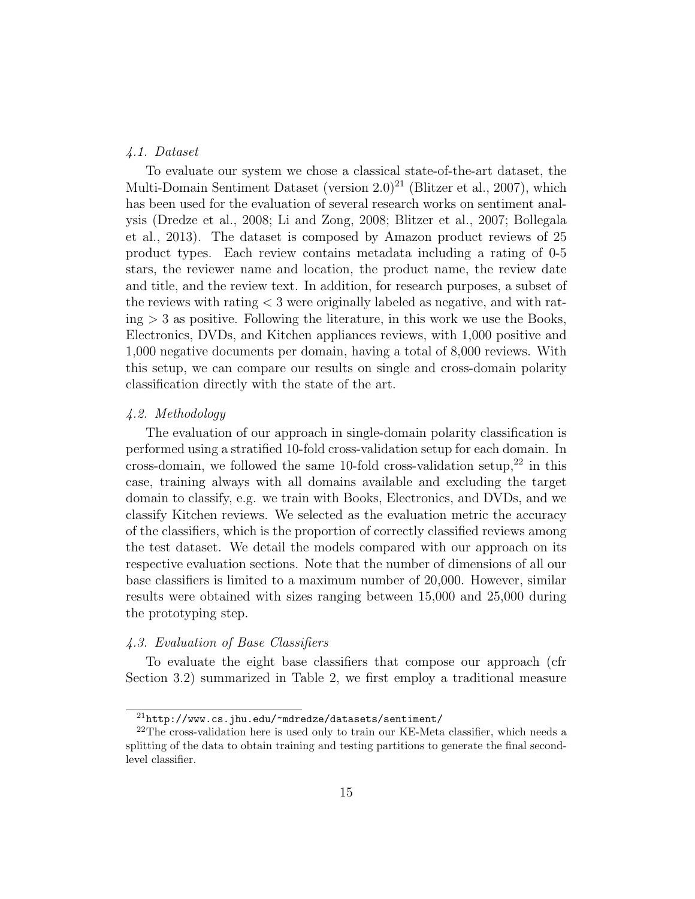### *4.1. Dataset*

To evaluate our system we chose a classical state-of-the-art dataset, the Multi-Domain Sentiment Dataset (version 2.0)[21] (Blitzer et al., 2007), which has been used for the evaluation of several research works on sentiment analysis (Dredze et al., 2008; Li and Zong, 2008; Blitzer et al., 2007; Bollegala et al., 2013). The dataset is composed by Amazon product reviews of 25 product types. Each review contains metadata including a rating of 0-5 stars, the reviewer name and location, the product name, the review date and title, and the review text. In addition, for research purposes, a subset of the reviews with rating $< 3$ were originally labeled as negative, and with rating $> 3$ as positive. Following the literature, in this work we use the Books, Electronics, DVDs, and Kitchen appliances reviews, with 1,000 positive and 1,000 negative documents per domain, having a total of 8,000 reviews. With this setup, we can compare our results on single and cross-domain polarity classification directly with the state of the art.

### *4.2. Methodology*

The evaluation of our approach in single-domain polarity classification is performed using a stratified 10-fold cross-validation setup for each domain. In cross-domain, we followed the same 10-fold cross-validation setup,[22] in this case, training always with all domains available and excluding the target domain to classify, e.g. we train with Books, Electronics, and DVDs, and we classify Kitchen reviews. We selected as the evaluation metric the accuracy of the classifiers, which is the proportion of correctly classified reviews among the test dataset. We detail the models compared with our approach on its respective evaluation sections. Note that the number of dimensions of all our base classifiers is limited to a maximum number of 20,000. However, similar results were obtained with sizes ranging between 15,000 and 25,000 during the prototyping step.

### *4.3. Evaluation of Base Classifiers*

To evaluate the eight base classifiers that compose our approach (cfr Section 3.2) summarized in Table 2, we first employ a traditional measure

---

[21] `http://www.cs.jhu.edu/~mdredze/datasets/sentiment/`

[22] The cross-validation here is used only to train our KE-Meta classifier, which needs a splitting of the data to obtain training and testing partitions to generate the final second-level classifier.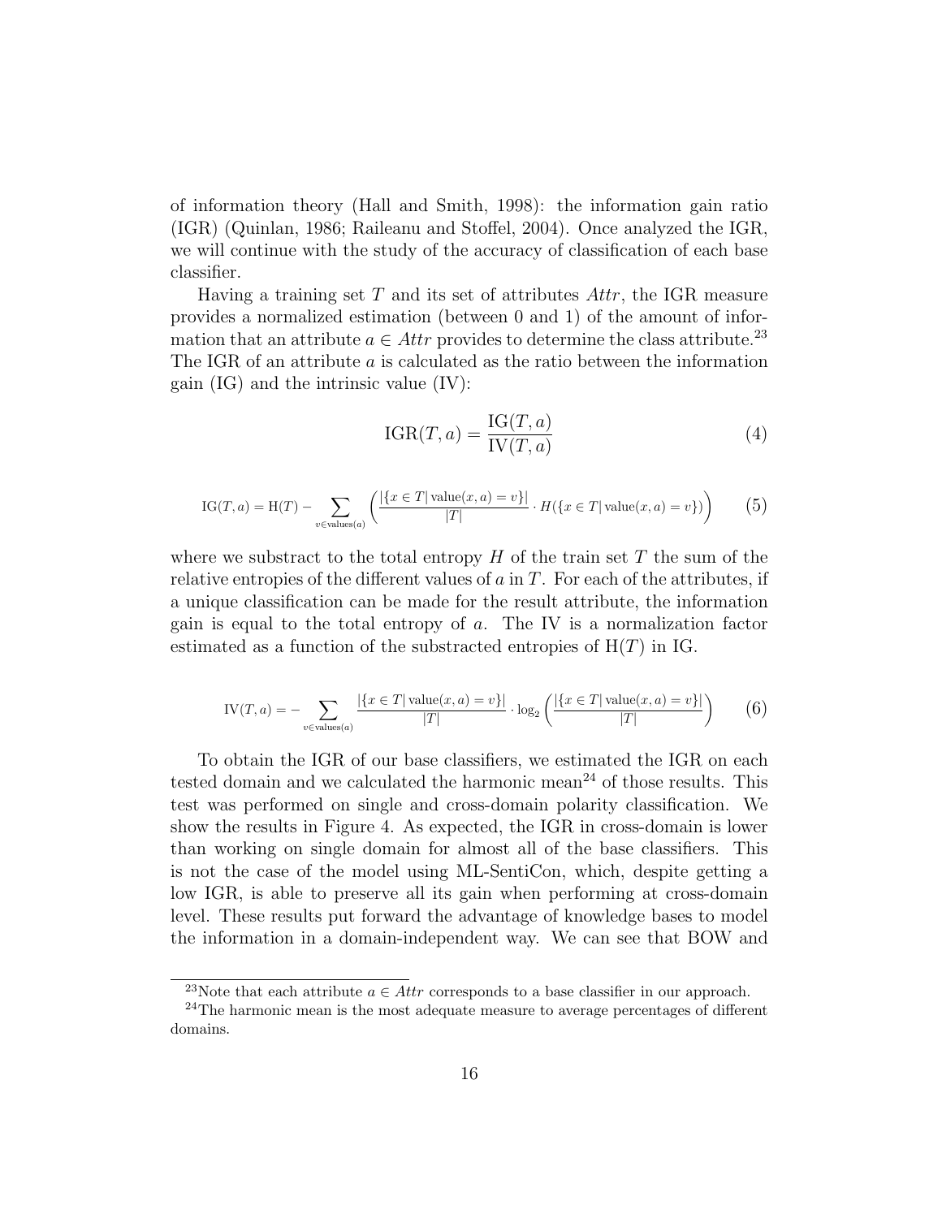of information theory (Hall and Smith, 1998): the information gain ratio (IGR) (Quinlan, 1986; Raileanu and Stoffel, 2004). Once analyzed the IGR, we will continue with the study of the accuracy of classification of each base classifier.

Having a training set $T$ and its set of attributes $Attr$, the IGR measure provides a normalized estimation (between 0 and 1) of the amount of information that an attribute $a \in Attr$ provides to determine the class attribute.[23] The IGR of an attribute $a$ is calculated as the ratio between the information gain (IG) and the intrinsic value (IV):

$$\mathrm{IGR}(T, a) = \frac{\mathrm{IG}(T, a)}{\mathrm{IV}(T, a)} \tag{4}$$

$$\mathrm{IG}(T, a) = \mathrm{H}(T) - \sum_{v \in \mathrm{values}(a)} \left( \frac{|\{x \in T |\, \mathrm{value}(x, a) = v\}|}{|T|} \cdot H(\{x \in T |\, \mathrm{value}(x, a) = v\}) \right) \tag{5}$$

where we substract to the total entropy $H$ of the train set $T$ the sum of the relative entropies of the different values of $a$ in $T$. For each of the attributes, if a unique classification can be made for the result attribute, the information gain is equal to the total entropy of $a$. The IV is a normalization factor estimated as a function of the substracted entropies of $\mathrm{H}(T)$ in IG.

$$\mathrm{IV}(T, a) = - \sum_{v \in \mathrm{values}(a)} \frac{|\{x \in T |\, \mathrm{value}(x, a) = v\}|}{|T|} \cdot \log_2 \left( \frac{|\{x \in T |\, \mathrm{value}(x, a) = v\}|}{|T|} \right) \tag{6}$$

To obtain the IGR of our base classifiers, we estimated the IGR on each tested domain and we calculated the harmonic mean[24] of those results. This test was performed on single and cross-domain polarity classification. We show the results in Figure 4. As expected, the IGR in cross-domain is lower than working on single domain for almost all of the base classifiers. This is not the case of the model using ML-SentiCon, which, despite getting a low IGR, is able to preserve all its gain when performing at cross-domain level. These results put forward the advantage of knowledge bases to model the information in a domain-independent way. We can see that BOW and

[23] Note that each attribute $a \in Attr$ corresponds to a base classifier in our approach.

[24] The harmonic mean is the most adequate measure to average percentages of different domains.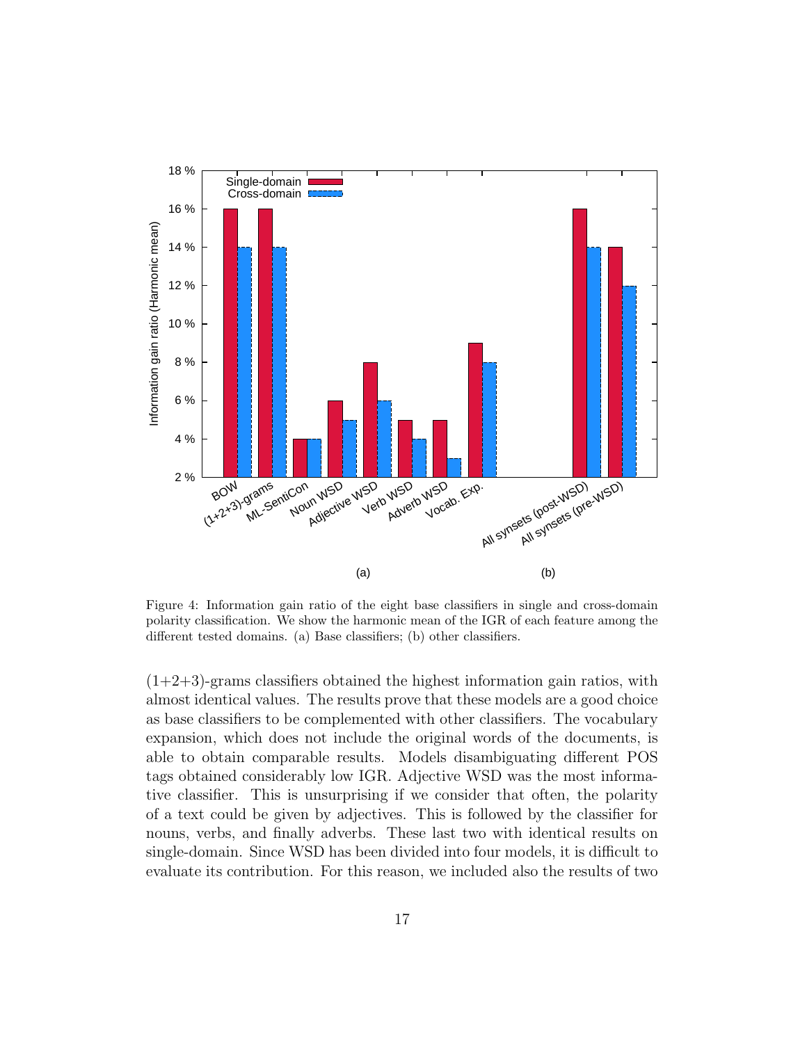Figure 4: Information gain ratio of the eight base classifiers in single and cross-domain polarity classification. We show the harmonic mean of the IGR of each feature among the different tested domains. (a) Base classifiers; (b) other classifiers.

(1+2+3)-grams classifiers obtained the highest information gain ratios, with almost identical values. The results prove that these models are a good choice as base classifiers to be complemented with other classifiers. The vocabulary expansion, which does not include the original words of the documents, is able to obtain comparable results. Models disambiguating different POS tags obtained considerably low IGR. Adjective WSD was the most informative classifier. This is unsurprising if we consider that often, the polarity of a text could be given by adjectives. This is followed by the classifier for nouns, verbs, and finally adverbs. These last two with identical results on single-domain. Since WSD has been divided into four models, it is difficult to evaluate its contribution. For this reason, we included also the results of two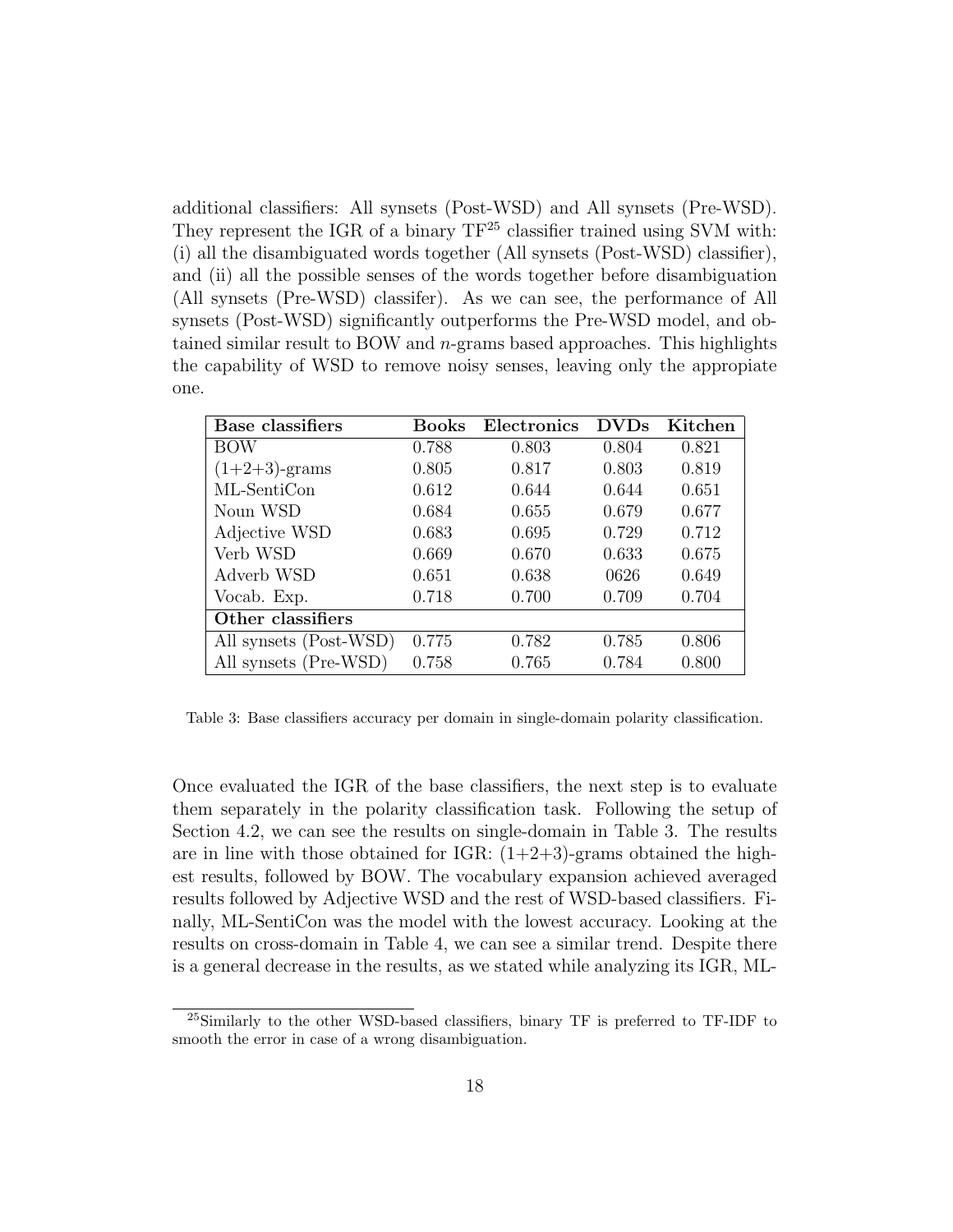additional classifiers: All synsets (Post-WSD) and All synsets (Pre-WSD). They represent the IGR of a binary TF[25] classifier trained using SVM with: (i) all the disambiguated words together (All synsets (Post-WSD) classifier), and (ii) all the possible senses of the words together before disambiguation (All synsets (Pre-WSD) classifer). As we can see, the performance of All synsets (Post-WSD) significantly outperforms the Pre-WSD model, and obtained similar result to BOW and $n$-grams based approaches. This highlights the capability of WSD to remove noisy senses, leaving only the appropiate one.

| **Base classifiers** | **Books** | **Electronics** | **DVDs** | **Kitchen** |
|---|---|---|---|---|
| BOW | 0.788 | 0.803 | 0.804 | 0.821 |
| (1+2+3)-grams | 0.805 | 0.817 | 0.803 | 0.819 |
| ML-SentiCon | 0.612 | 0.644 | 0.644 | 0.651 |
| Noun WSD | 0.684 | 0.655 | 0.679 | 0.677 |
| Adjective WSD | 0.683 | 0.695 | 0.729 | 0.712 |
| Verb WSD | 0.669 | 0.670 | 0.633 | 0.675 |
| Adverb WSD | 0.651 | 0.638 | 0626 | 0.649 |
| Vocab. Exp. | 0.718 | 0.700 | 0.709 | 0.704 |
| **Other classifiers** | | | | |
| All synsets (Post-WSD) | 0.775 | 0.782 | 0.785 | 0.806 |
| All synsets (Pre-WSD) | 0.758 | 0.765 | 0.784 | 0.800 |

Table 3: Base classifiers accuracy per domain in single-domain polarity classification.

Once evaluated the IGR of the base classifiers, the next step is to evaluate them separately in the polarity classification task. Following the setup of Section 4.2, we can see the results on single-domain in Table 3. The results are in line with those obtained for IGR: (1+2+3)-grams obtained the highest results, followed by BOW. The vocabulary expansion achieved averaged results followed by Adjective WSD and the rest of WSD-based classifiers. Finally, ML-SentiCon was the model with the lowest accuracy. Looking at the results on cross-domain in Table 4, we can see a similar trend. Despite there is a general decrease in the results, as we stated while analyzing its IGR, ML-

[25] Similarly to the other WSD-based classifiers, binary TF is preferred to TF-IDF to smooth the error in case of a wrong disambiguation.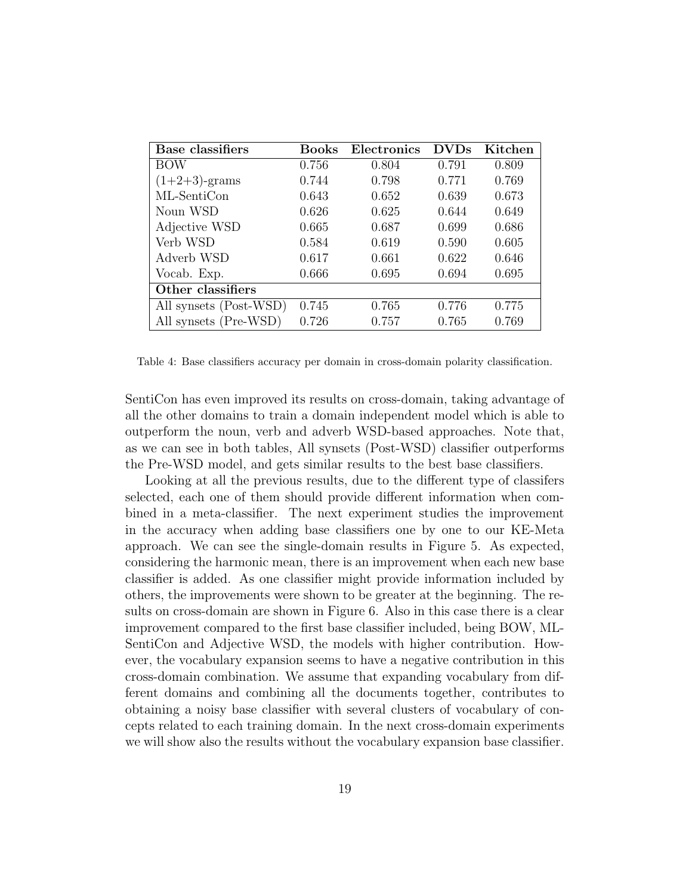| **Base classifiers** | **Books** | **Electronics** | **DVDs** | **Kitchen** |
|---|---|---|---|---|
| BOW | 0.756 | 0.804 | 0.791 | 0.809 |
| (1+2+3)-grams | 0.744 | 0.798 | 0.771 | 0.769 |
| ML-SentiCon | 0.643 | 0.652 | 0.639 | 0.673 |
| Noun WSD | 0.626 | 0.625 | 0.644 | 0.649 |
| Adjective WSD | 0.665 | 0.687 | 0.699 | 0.686 |
| Verb WSD | 0.584 | 0.619 | 0.590 | 0.605 |
| Adverb WSD | 0.617 | 0.661 | 0.622 | 0.646 |
| Vocab. Exp. | 0.666 | 0.695 | 0.694 | 0.695 |
| **Other classifiers** | | | | |
| All synsets (Post-WSD) | 0.745 | 0.765 | 0.776 | 0.775 |
| All synsets (Pre-WSD) | 0.726 | 0.757 | 0.765 | 0.769 |

Table 4: Base classifiers accuracy per domain in cross-domain polarity classification.

SentiCon has even improved its results on cross-domain, taking advantage of all the other domains to train a domain independent model which is able to outperform the noun, verb and adverb WSD-based approaches. Note that, as we can see in both tables, All synsets (Post-WSD) classifier outperforms the Pre-WSD model, and gets similar results to the best base classifiers.

Looking at all the previous results, due to the different type of classifers selected, each one of them should provide different information when combined in a meta-classifier. The next experiment studies the improvement in the accuracy when adding base classifiers one by one to our KE-Meta approach. We can see the single-domain results in Figure 5. As expected, considering the harmonic mean, there is an improvement when each new base classifier is added. As one classifier might provide information included by others, the improvements were shown to be greater at the beginning. The results on cross-domain are shown in Figure 6. Also in this case there is a clear improvement compared to the first base classifier included, being BOW, ML-SentiCon and Adjective WSD, the models with higher contribution. However, the vocabulary expansion seems to have a negative contribution in this cross-domain combination. We assume that expanding vocabulary from different domains and combining all the documents together, contributes to obtaining a noisy base classifier with several clusters of vocabulary of concepts related to each training domain. In the next cross-domain experiments we will show also the results without the vocabulary expansion base classifier.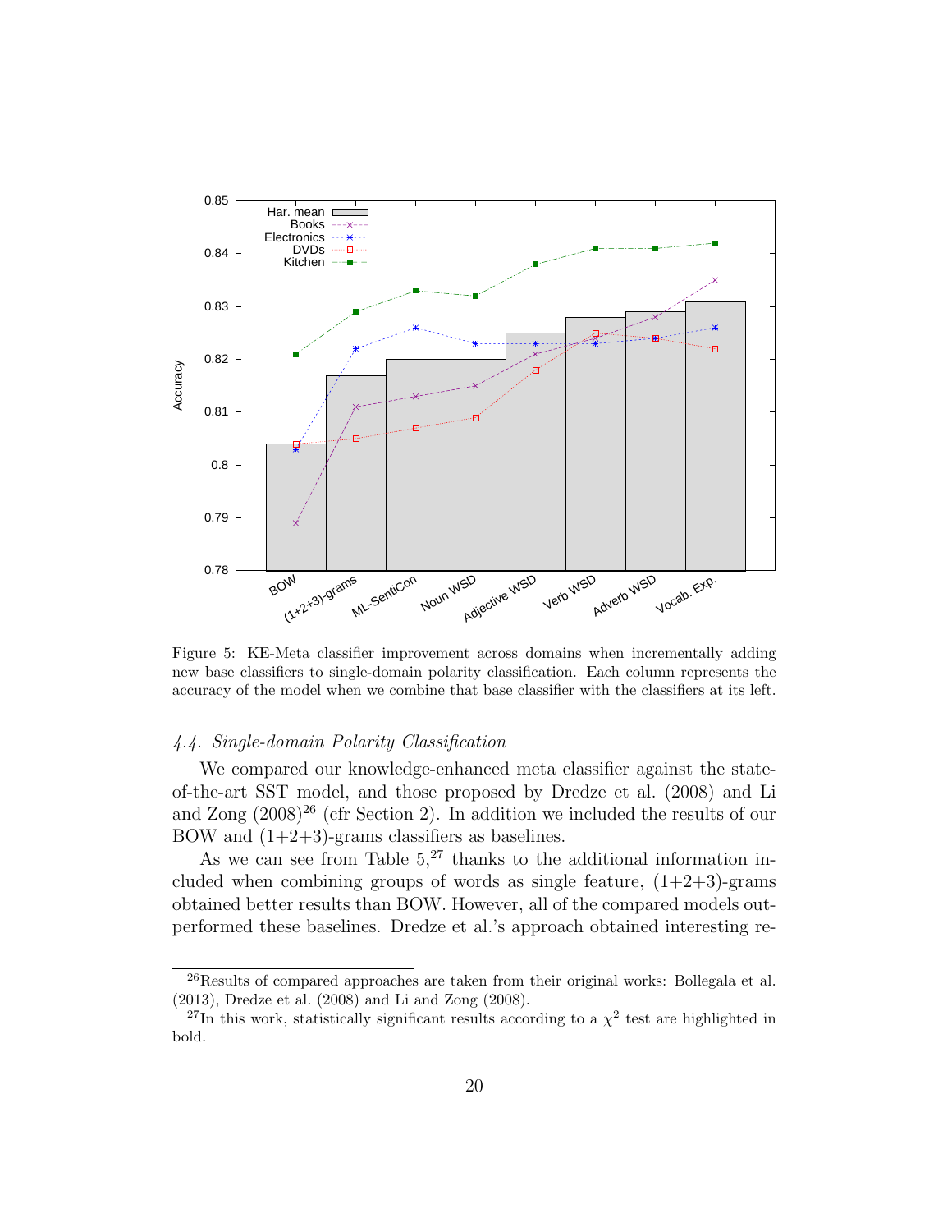Figure 5: KE-Meta classifier improvement across domains when incrementally adding new base classifiers to single-domain polarity classification. Each column represents the accuracy of the model when we combine that base classifier with the classifiers at its left.

### *4.4. Single-domain Polarity Classification*

We compared our knowledge-enhanced meta classifier against the state-of-the-art SST model, and those proposed by Dredze et al. (2008) and Li and Zong (2008)[26] (cfr Section 2). In addition we included the results of our BOW and (1+2+3)-grams classifiers as baselines.

As we can see from Table 5,[27] thanks to the additional information included when combining groups of words as single feature, (1+2+3)-grams obtained better results than BOW. However, all of the compared models outperformed these baselines. Dredze et al.'s approach obtained interesting re-

[26] Results of compared approaches are taken from their original works: Bollegala et al. (2013), Dredze et al. (2008) and Li and Zong (2008).

[27] In this work, statistically significant results according to a $\chi^2$ test are highlighted in bold.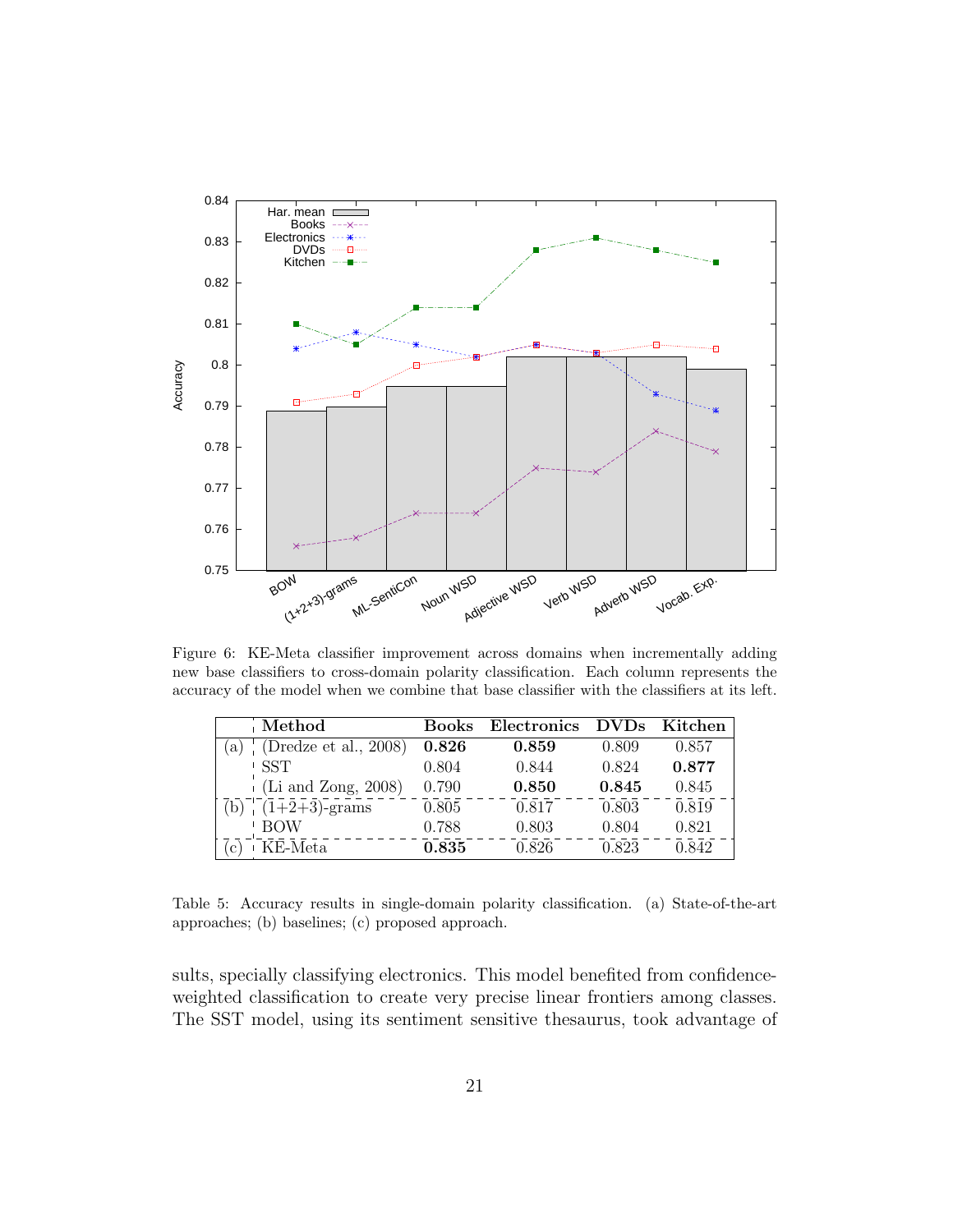Figure 6: KE-Meta classifier improvement across domains when incrementally adding new base classifiers to cross-domain polarity classification. Each column represents the accuracy of the model when we combine that base classifier with the classifiers at its left.

| | Method | Books | Electronics | DVDs | Kitchen |
|---|---|---|---|---|---|
| (a) | (Dredze et al., 2008) | **0.826** | **0.859** | 0.809 | 0.857 |
| | SST | 0.804 | 0.844 | 0.824 | **0.877** |
| | (Li and Zong, 2008) | 0.790 | **0.850** | **0.845** | 0.845 |
| (b) | (1+2+3)-grams | 0.805 | 0.817 | 0.803 | 0.819 |
| | BOW | 0.788 | 0.803 | 0.804 | 0.821 |
| (c) | KE-Meta | **0.835** | 0.826 | 0.823 | 0.842 |

Table 5: Accuracy results in single-domain polarity classification. (a) State-of-the-art approaches; (b) baselines; (c) proposed approach.

sults, specially classifying electronics. This model benefited from confidence-weighted classification to create very precise linear frontiers among classes. The SST model, using its sentiment sensitive thesaurus, took advantage of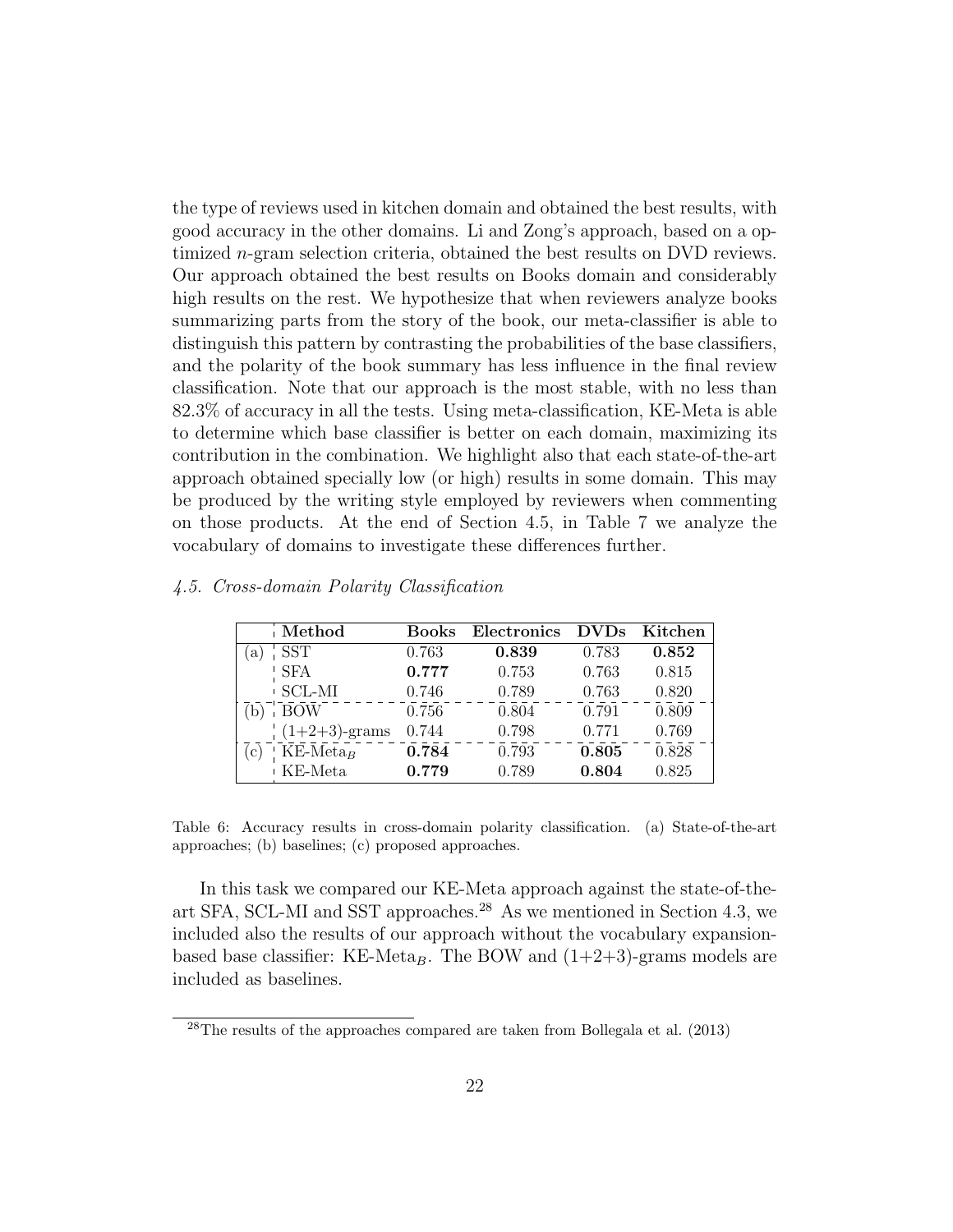the type of reviews used in kitchen domain and obtained the best results, with good accuracy in the other domains. Li and Zong's approach, based on a optimized $n$-gram selection criteria, obtained the best results on DVD reviews. Our approach obtained the best results on Books domain and considerably high results on the rest. We hypothesize that when reviewers analyze books summarizing parts from the story of the book, our meta-classifier is able to distinguish this pattern by contrasting the probabilities of the base classifiers, and the polarity of the book summary has less influence in the final review classification. Note that our approach is the most stable, with no less than 82.3% of accuracy in all the tests. Using meta-classification, KE-Meta is able to determine which base classifier is better on each domain, maximizing its contribution in the combination. We highlight also that each state-of-the-art approach obtained specially low (or high) results in some domain. This may be produced by the writing style employed by reviewers when commenting on those products. At the end of Section 4.5, in Table 7 we analyze the vocabulary of domains to investigate these differences further.

### *4.5. Cross-domain Polarity Classification*

| | **Method** | **Books** | **Electronics** | **DVDs** | **Kitchen** |
|---|---|---|---|---|---|
| (a) | SST | 0.763 | **0.839** | 0.783 | **0.852** |
| | SFA | **0.777** | 0.753 | 0.763 | 0.815 |
| | SCL-MI | 0.746 | 0.789 | 0.763 | 0.820 |
| (b) | BOW | 0.756 | 0.804 | 0.791 | 0.809 |
| | (1+2+3)-grams | 0.744 | 0.798 | 0.771 | 0.769 |
| (c) | KE-Meta$_B$ | **0.784** | 0.793 | **0.805** | 0.828 |
| | KE-Meta | **0.779** | 0.789 | **0.804** | 0.825 |

Table 6: Accuracy results in cross-domain polarity classification. (a) State-of-the-art approaches; (b) baselines; (c) proposed approaches.

In this task we compared our KE-Meta approach against the state-of-the-art SFA, SCL-MI and SST approaches.[28] As we mentioned in Section 4.3, we included also the results of our approach without the vocabulary expansion-based base classifier: KE-Meta$_B$. The BOW and (1+2+3)-grams models are included as baselines.

[28] The results of the approaches compared are taken from Bollegala et al. (2013)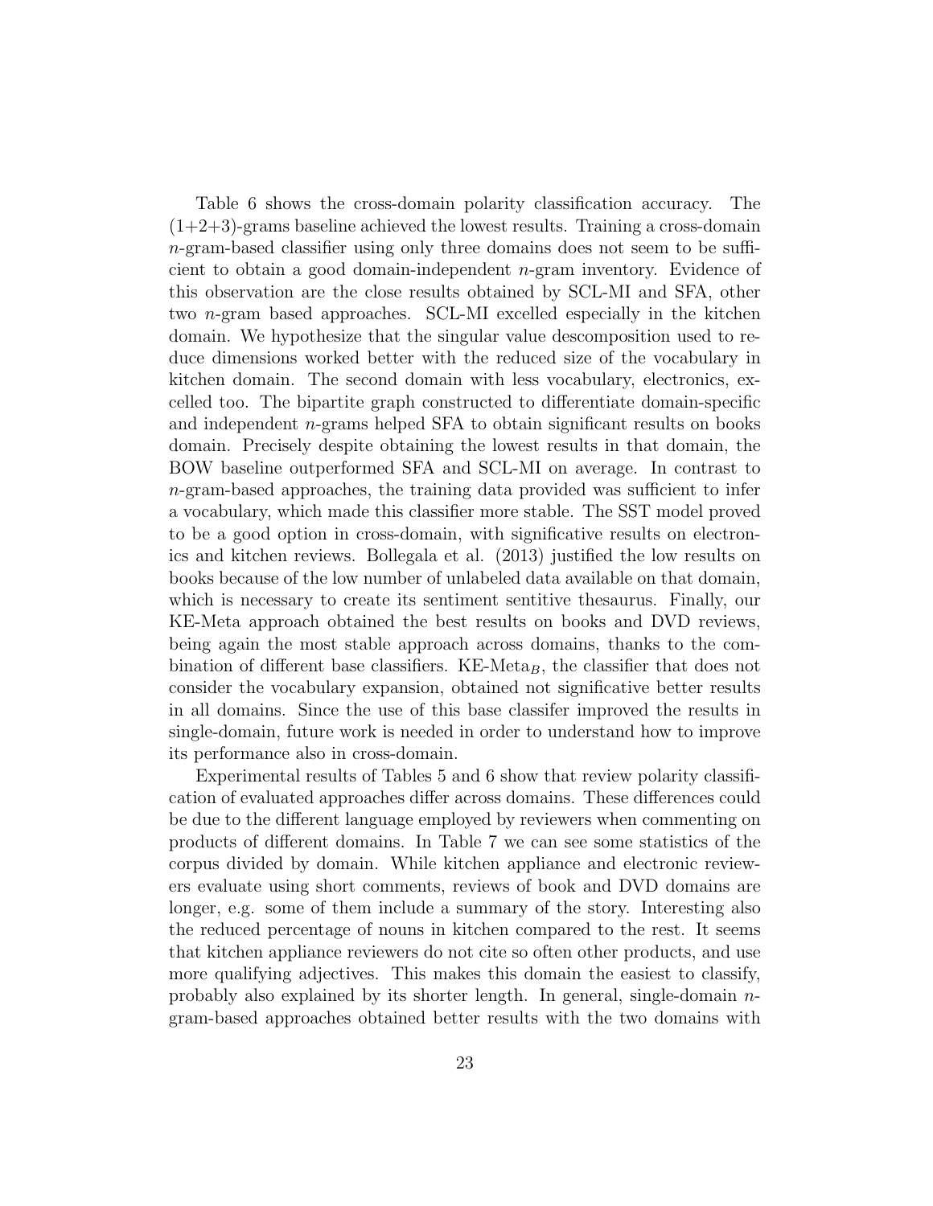Table 6 shows the cross-domain polarity classification accuracy. The (1+2+3)-grams baseline achieved the lowest results. Training a cross-domain $n$-gram-based classifier using only three domains does not seem to be sufficient to obtain a good domain-independent $n$-gram inventory. Evidence of this observation are the close results obtained by SCL-MI and SFA, other two $n$-gram based approaches. SCL-MI excelled especially in the kitchen domain. We hypothesize that the singular value descomposition used to reduce dimensions worked better with the reduced size of the vocabulary in kitchen domain. The second domain with less vocabulary, electronics, excelled too. The bipartite graph constructed to differentiate domain-specific and independent $n$-grams helped SFA to obtain significant results on books domain. Precisely despite obtaining the lowest results in that domain, the BOW baseline outperformed SFA and SCL-MI on average. In contrast to $n$-gram-based approaches, the training data provided was sufficient to infer a vocabulary, which made this classifier more stable. The SST model proved to be a good option in cross-domain, with significative results on electronics and kitchen reviews. Bollegala et al. (2013) justified the low results on books because of the low number of unlabeled data available on that domain, which is necessary to create its sentiment sentitive thesaurus. Finally, our KE-Meta approach obtained the best results on books and DVD reviews, being again the most stable approach across domains, thanks to the combination of different base classifiers. KE-Meta$_B$, the classifier that does not consider the vocabulary expansion, obtained not significative better results in all domains. Since the use of this base classifer improved the results in single-domain, future work is needed in order to understand how to improve its performance also in cross-domain.

Experimental results of Tables 5 and 6 show that review polarity classification of evaluated approaches differ across domains. These differences could be due to the different language employed by reviewers when commenting on products of different domains. In Table 7 we can see some statistics of the corpus divided by domain. While kitchen appliance and electronic reviewers evaluate using short comments, reviews of book and DVD domains are longer, e.g. some of them include a summary of the story. Interesting also the reduced percentage of nouns in kitchen compared to the rest. It seems that kitchen appliance reviewers do not cite so often other products, and use more qualifying adjectives. This makes this domain the easiest to classify, probably also explained by its shorter length. In general, single-domain $n$-gram-based approaches obtained better results with the two domains with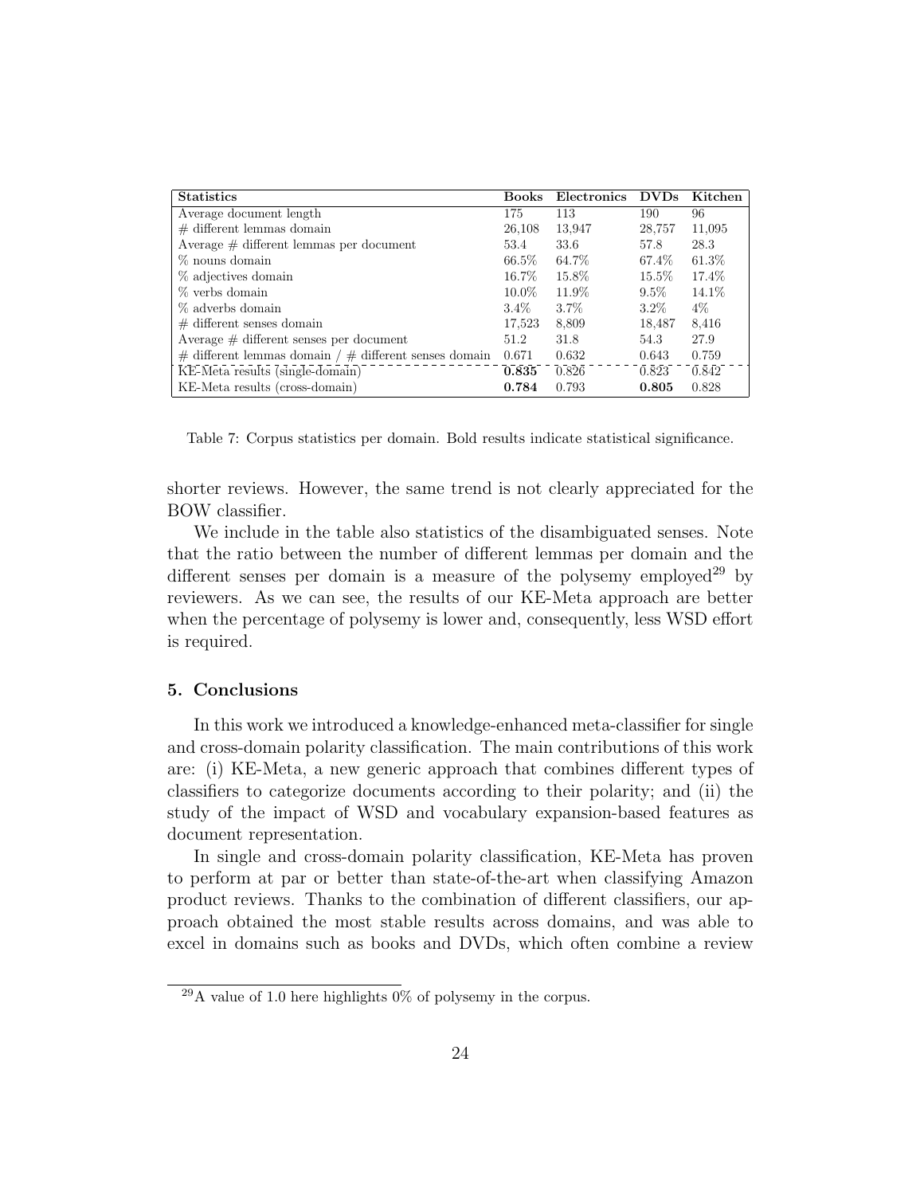| **Statistics** | **Books** | **Electronics** | **DVDs** | **Kitchen** |
|---|---|---|---|---|
| Average document length | 175 | 113 | 190 | 96 |
| # different lemmas domain | 26,108 | 13,947 | 28,757 | 11,095 |
| Average # different lemmas per document | 53.4 | 33.6 | 57.8 | 28.3 |
| % nouns domain | 66.5% | 64.7% | 67.4% | 61.3% |
| % adjectives domain | 16.7% | 15.8% | 15.5% | 17.4% |
| % verbs domain | 10.0% | 11.9% | 9.5% | 14.1% |
| % adverbs domain | 3.4% | 3.7% | 3.2% | 4% |
| # different senses domain | 17,523 | 8,809 | 18,487 | 8,416 |
| Average # different senses per document | 51.2 | 31.8 | 54.3 | 27.9 |
| # different lemmas domain / # different senses domain | 0.671 | 0.632 | 0.643 | 0.759 |
| KE-Meta results (single-domain) | **0.835** | 0.826 | 0.823 | 0.842 |
| KE-Meta results (cross-domain) | **0.784** | 0.793 | **0.805** | 0.828 |

Table 7: Corpus statistics per domain. Bold results indicate statistical significance.

shorter reviews. However, the same trend is not clearly appreciated for the BOW classifier.

We include in the table also statistics of the disambiguated senses. Note that the ratio between the number of different lemmas per domain and the different senses per domain is a measure of the polysemy employed[29] by reviewers. As we can see, the results of our KE-Meta approach are better when the percentage of polysemy is lower and, consequently, less WSD effort is required.

## 5. Conclusions

In this work we introduced a knowledge-enhanced meta-classifier for single and cross-domain polarity classification. The main contributions of this work are: (i) KE-Meta, a new generic approach that combines different types of classifiers to categorize documents according to their polarity; and (ii) the study of the impact of WSD and vocabulary expansion-based features as document representation.

In single and cross-domain polarity classification, KE-Meta has proven to perform at par or better than state-of-the-art when classifying Amazon product reviews. Thanks to the combination of different classifiers, our approach obtained the most stable results across domains, and was able to excel in domains such as books and DVDs, which often combine a review

[29] A value of 1.0 here highlights 0% of polysemy in the corpus.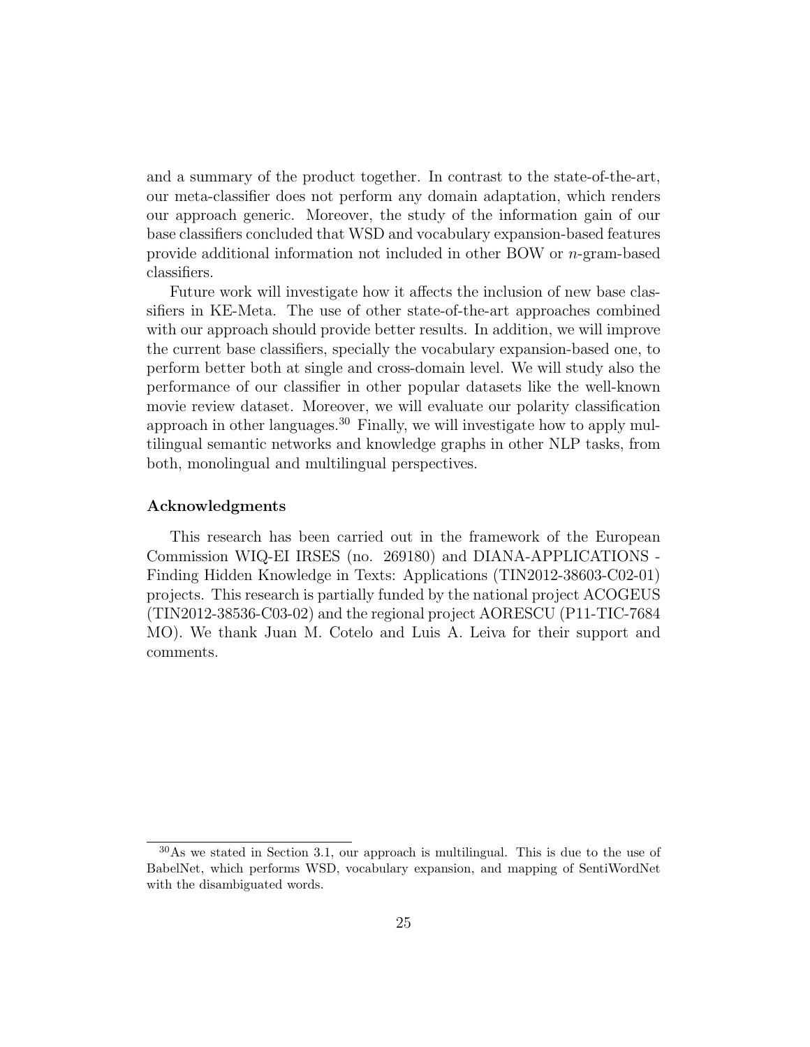and a summary of the product together. In contrast to the state-of-the-art, our meta-classifier does not perform any domain adaptation, which renders our approach generic. Moreover, the study of the information gain of our base classifiers concluded that WSD and vocabulary expansion-based features provide additional information not included in other BOW or $n$-gram-based classifiers.

Future work will investigate how it affects the inclusion of new base classifiers in KE-Meta. The use of other state-of-the-art approaches combined with our approach should provide better results. In addition, we will improve the current base classifiers, specially the vocabulary expansion-based one, to perform better both at single and cross-domain level. We will study also the performance of our classifier in other popular datasets like the well-known movie review dataset. Moreover, we will evaluate our polarity classification approach in other languages.[30] Finally, we will investigate how to apply multilingual semantic networks and knowledge graphs in other NLP tasks, from both, monolingual and multilingual perspectives.

### Acknowledgments

This research has been carried out in the framework of the European Commission WIQ-EI IRSES (no. 269180) and DIANA-APPLICATIONS - Finding Hidden Knowledge in Texts: Applications (TIN2012-38603-C02-01) projects. This research is partially funded by the national project ACOGEUS (TIN2012-38536-C03-02) and the regional project AORESCU (P11-TIC-7684 MO). We thank Juan M. Cotelo and Luis A. Leiva for their support and comments.

---

[30] As we stated in Section 3.1, our approach is multilingual. This is due to the use of BabelNet, which performs WSD, vocabulary expansion, and mapping of SentiWordNet with the disambiguated words.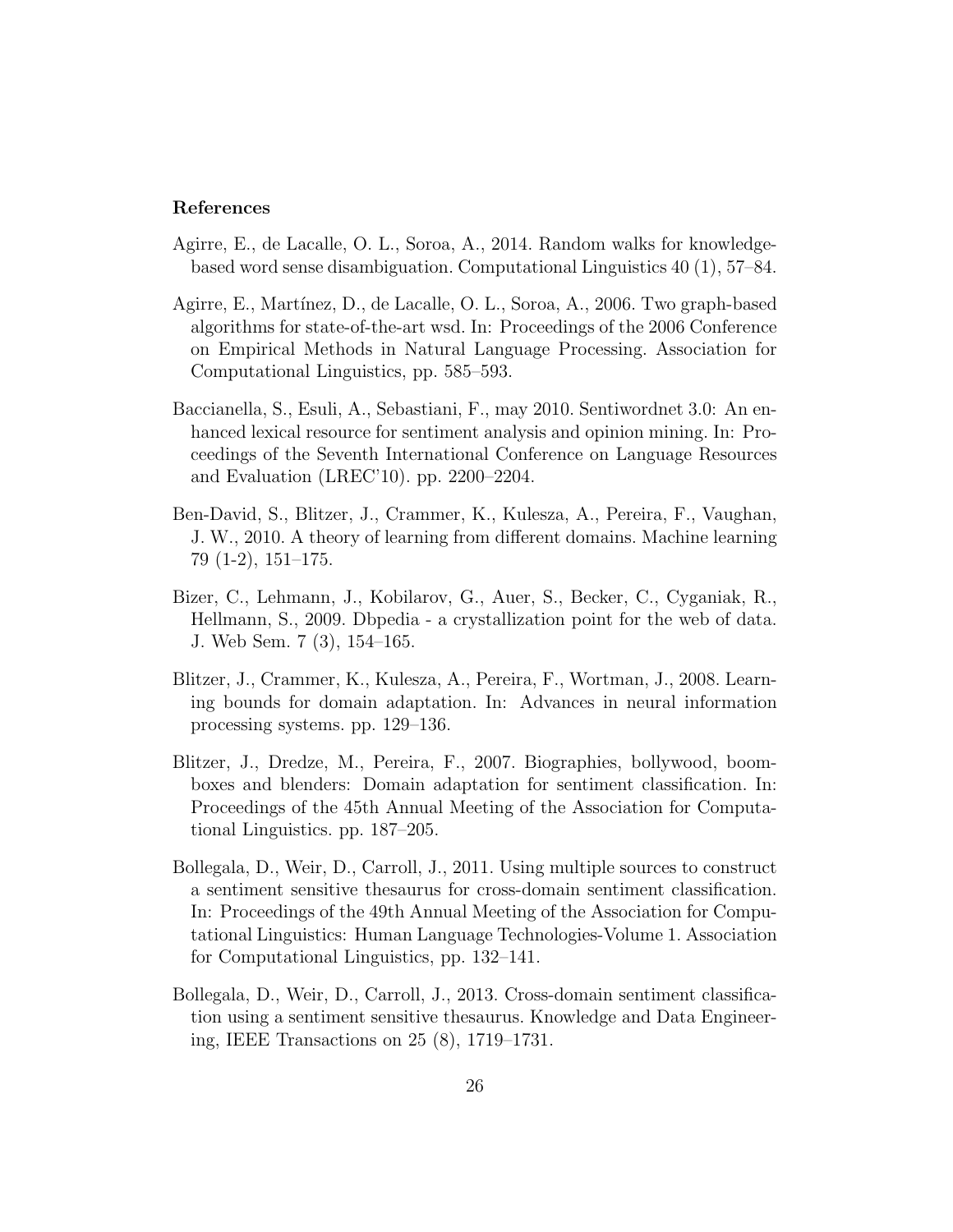## References

Agirre, E., de Lacalle, O. L., Soroa, A., 2014. Random walks for knowledge-based word sense disambiguation. Computational Linguistics 40 (1), 57–84.

Agirre, E., Martínez, D., de Lacalle, O. L., Soroa, A., 2006. Two graph-based algorithms for state-of-the-art wsd. In: Proceedings of the 2006 Conference on Empirical Methods in Natural Language Processing. Association for Computational Linguistics, pp. 585–593.

Baccianella, S., Esuli, A., Sebastiani, F., may 2010. Sentiwordnet 3.0: An enhanced lexical resource for sentiment analysis and opinion mining. In: Proceedings of the Seventh International Conference on Language Resources and Evaluation (LREC'10). pp. 2200–2204.

Ben-David, S., Blitzer, J., Crammer, K., Kulesza, A., Pereira, F., Vaughan, J. W., 2010. A theory of learning from different domains. Machine learning 79 (1-2), 151–175.

Bizer, C., Lehmann, J., Kobilarov, G., Auer, S., Becker, C., Cyganiak, R., Hellmann, S., 2009. Dbpedia - a crystallization point for the web of data. J. Web Sem. 7 (3), 154–165.

Blitzer, J., Crammer, K., Kulesza, A., Pereira, F., Wortman, J., 2008. Learning bounds for domain adaptation. In: Advances in neural information processing systems. pp. 129–136.

Blitzer, J., Dredze, M., Pereira, F., 2007. Biographies, bollywood, boomboxes and blenders: Domain adaptation for sentiment classification. In: Proceedings of the 45th Annual Meeting of the Association for Computational Linguistics. pp. 187–205.

Bollegala, D., Weir, D., Carroll, J., 2011. Using multiple sources to construct a sentiment sensitive thesaurus for cross-domain sentiment classification. In: Proceedings of the 49th Annual Meeting of the Association for Computational Linguistics: Human Language Technologies-Volume 1. Association for Computational Linguistics, pp. 132–141.

Bollegala, D., Weir, D., Carroll, J., 2013. Cross-domain sentiment classification using a sentiment sensitive thesaurus. Knowledge and Data Engineering, IEEE Transactions on 25 (8), 1719–1731.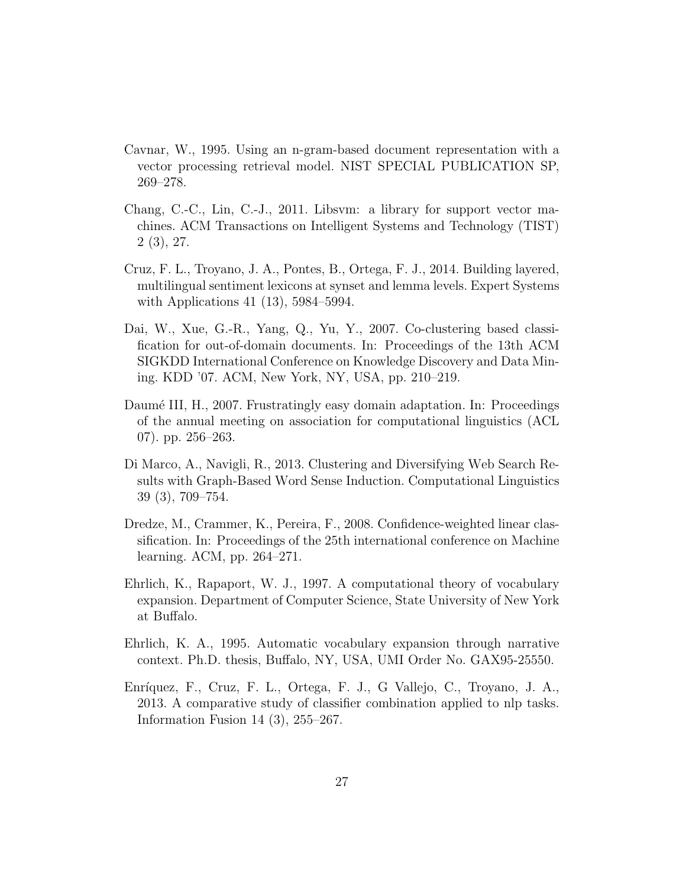Cavnar, W., 1995. Using an n-gram-based document representation with a vector processing retrieval model. NIST SPECIAL PUBLICATION SP, 269–278.

Chang, C.-C., Lin, C.-J., 2011. Libsvm: a library for support vector machines. ACM Transactions on Intelligent Systems and Technology (TIST) 2 (3), 27.

Cruz, F. L., Troyano, J. A., Pontes, B., Ortega, F. J., 2014. Building layered, multilingual sentiment lexicons at synset and lemma levels. Expert Systems with Applications 41 (13), 5984–5994.

Dai, W., Xue, G.-R., Yang, Q., Yu, Y., 2007. Co-clustering based classification for out-of-domain documents. In: Proceedings of the 13th ACM SIGKDD International Conference on Knowledge Discovery and Data Mining. KDD '07. ACM, New York, NY, USA, pp. 210–219.

Daumé III, H., 2007. Frustratingly easy domain adaptation. In: Proceedings of the annual meeting on association for computational linguistics (ACL 07). pp. 256–263.

Di Marco, A., Navigli, R., 2013. Clustering and Diversifying Web Search Results with Graph-Based Word Sense Induction. Computational Linguistics 39 (3), 709–754.

Dredze, M., Crammer, K., Pereira, F., 2008. Confidence-weighted linear classification. In: Proceedings of the 25th international conference on Machine learning. ACM, pp. 264–271.

Ehrlich, K., Rapaport, W. J., 1997. A computational theory of vocabulary expansion. Department of Computer Science, State University of New York at Buffalo.

Ehrlich, K. A., 1995. Automatic vocabulary expansion through narrative context. Ph.D. thesis, Buffalo, NY, USA, UMI Order No. GAX95-25550.

Enríquez, F., Cruz, F. L., Ortega, F. J., G Vallejo, C., Troyano, J. A., 2013. A comparative study of classifier combination applied to nlp tasks. Information Fusion 14 (3), 255–267.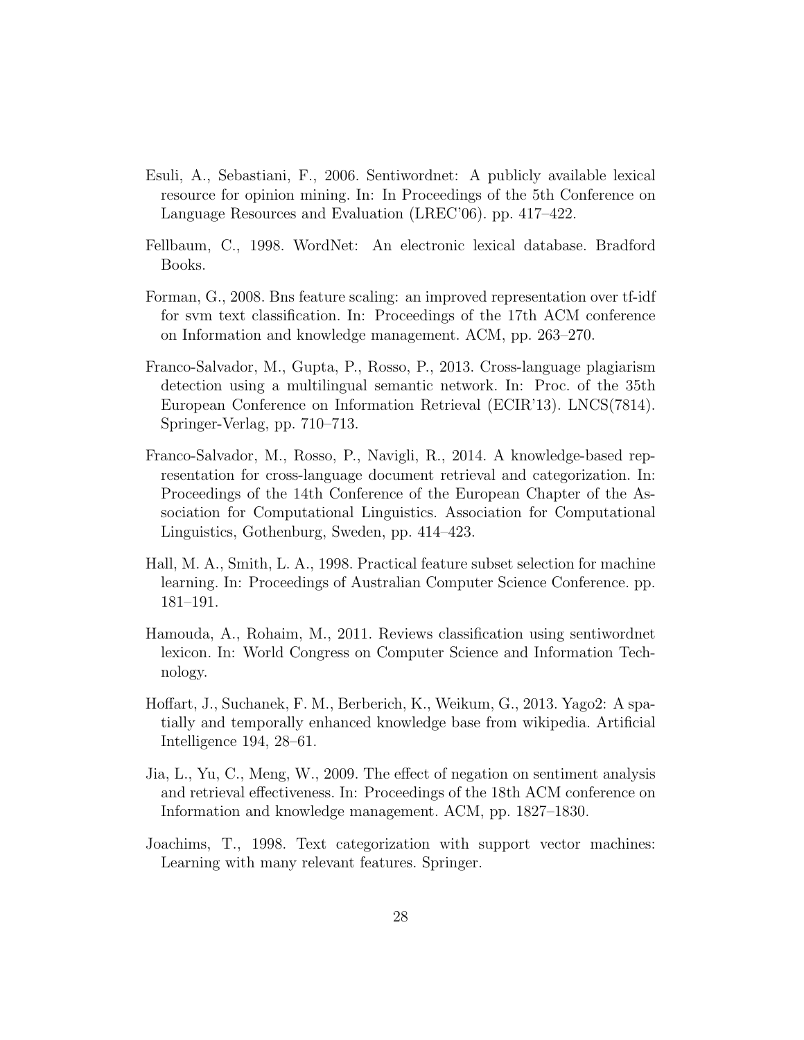Esuli, A., Sebastiani, F., 2006. Sentiwordnet: A publicly available lexical resource for opinion mining. In: In Proceedings of the 5th Conference on Language Resources and Evaluation (LREC'06). pp. 417–422.

Fellbaum, C., 1998. WordNet: An electronic lexical database. Bradford Books.

Forman, G., 2008. Bns feature scaling: an improved representation over tf-idf for svm text classification. In: Proceedings of the 17th ACM conference on Information and knowledge management. ACM, pp. 263–270.

Franco-Salvador, M., Gupta, P., Rosso, P., 2013. Cross-language plagiarism detection using a multilingual semantic network. In: Proc. of the 35th European Conference on Information Retrieval (ECIR'13). LNCS(7814). Springer-Verlag, pp. 710–713.

Franco-Salvador, M., Rosso, P., Navigli, R., 2014. A knowledge-based representation for cross-language document retrieval and categorization. In: Proceedings of the 14th Conference of the European Chapter of the Association for Computational Linguistics. Association for Computational Linguistics, Gothenburg, Sweden, pp. 414–423.

Hall, M. A., Smith, L. A., 1998. Practical feature subset selection for machine learning. In: Proceedings of Australian Computer Science Conference. pp. 181–191.

Hamouda, A., Rohaim, M., 2011. Reviews classification using sentiwordnet lexicon. In: World Congress on Computer Science and Information Technology.

Hoffart, J., Suchanek, F. M., Berberich, K., Weikum, G., 2013. Yago2: A spatially and temporally enhanced knowledge base from wikipedia. Artificial Intelligence 194, 28–61.

Jia, L., Yu, C., Meng, W., 2009. The effect of negation on sentiment analysis and retrieval effectiveness. In: Proceedings of the 18th ACM conference on Information and knowledge management. ACM, pp. 1827–1830.

Joachims, T., 1998. Text categorization with support vector machines: Learning with many relevant features. Springer.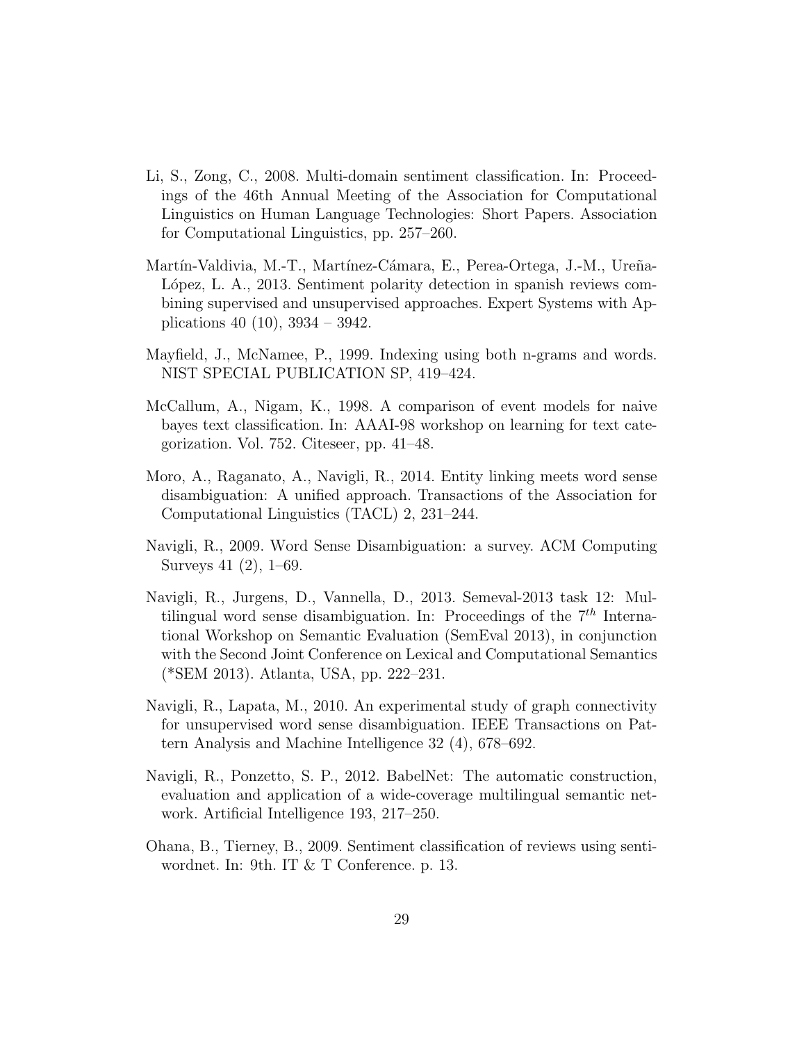Li, S., Zong, C., 2008. Multi-domain sentiment classification. In: Proceedings of the 46th Annual Meeting of the Association for Computational Linguistics on Human Language Technologies: Short Papers. Association for Computational Linguistics, pp. 257–260.

Martín-Valdivia, M.-T., Martínez-Cámara, E., Perea-Ortega, J.-M., Ureña-López, L. A., 2013. Sentiment polarity detection in spanish reviews combining supervised and unsupervised approaches. Expert Systems with Applications 40 (10), 3934 – 3942.

Mayfield, J., McNamee, P., 1999. Indexing using both n-grams and words. NIST SPECIAL PUBLICATION SP, 419–424.

McCallum, A., Nigam, K., 1998. A comparison of event models for naive bayes text classification. In: AAAI-98 workshop on learning for text categorization. Vol. 752. Citeseer, pp. 41–48.

Moro, A., Raganato, A., Navigli, R., 2014. Entity linking meets word sense disambiguation: A unified approach. Transactions of the Association for Computational Linguistics (TACL) 2, 231–244.

Navigli, R., 2009. Word Sense Disambiguation: a survey. ACM Computing Surveys 41 (2), 1–69.

Navigli, R., Jurgens, D., Vannella, D., 2013. Semeval-2013 task 12: Multilingual word sense disambiguation. In: Proceedings of the $7^{th}$ International Workshop on Semantic Evaluation (SemEval 2013), in conjunction with the Second Joint Conference on Lexical and Computational Semantics (*SEM 2013). Atlanta, USA, pp. 222–231.

Navigli, R., Lapata, M., 2010. An experimental study of graph connectivity for unsupervised word sense disambiguation. IEEE Transactions on Pattern Analysis and Machine Intelligence 32 (4), 678–692.

Navigli, R., Ponzetto, S. P., 2012. BabelNet: The automatic construction, evaluation and application of a wide-coverage multilingual semantic network. Artificial Intelligence 193, 217–250.

Ohana, B., Tierney, B., 2009. Sentiment classification of reviews using sentiwordnet. In: 9th. IT & T Conference. p. 13.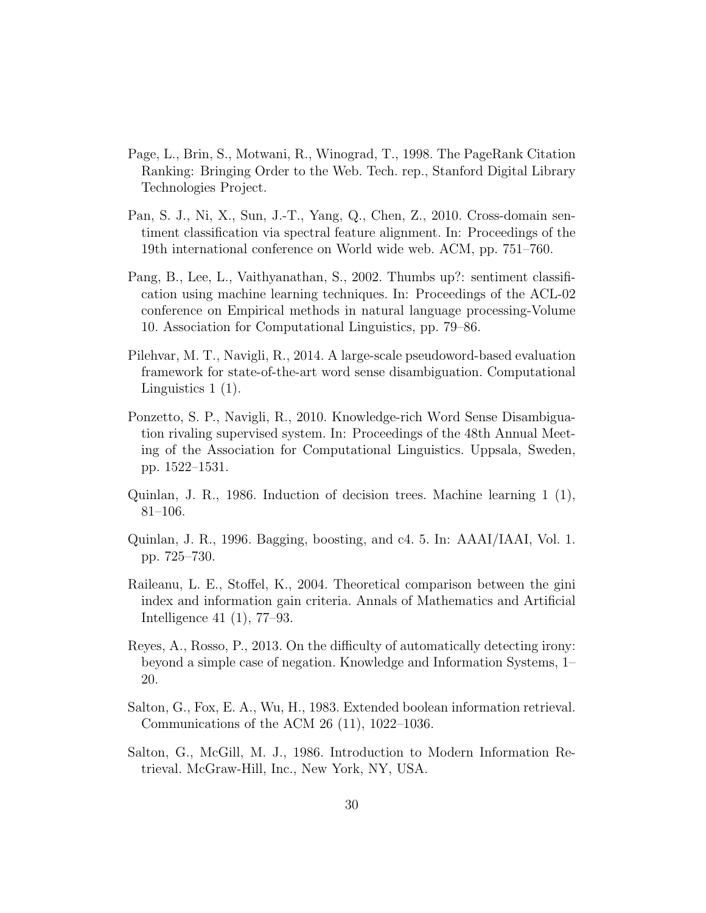Page, L., Brin, S., Motwani, R., Winograd, T., 1998. The PageRank Citation Ranking: Bringing Order to the Web. Tech. rep., Stanford Digital Library Technologies Project.

Pan, S. J., Ni, X., Sun, J.-T., Yang, Q., Chen, Z., 2010. Cross-domain sentiment classification via spectral feature alignment. In: Proceedings of the 19th international conference on World wide web. ACM, pp. 751–760.

Pang, B., Lee, L., Vaithyanathan, S., 2002. Thumbs up?: sentiment classification using machine learning techniques. In: Proceedings of the ACL-02 conference on Empirical methods in natural language processing-Volume 10. Association for Computational Linguistics, pp. 79–86.

Pilehvar, M. T., Navigli, R., 2014. A large-scale pseudoword-based evaluation framework for state-of-the-art word sense disambiguation. Computational Linguistics 1 (1).

Ponzetto, S. P., Navigli, R., 2010. Knowledge-rich Word Sense Disambiguation rivaling supervised system. In: Proceedings of the 48th Annual Meeting of the Association for Computational Linguistics. Uppsala, Sweden, pp. 1522–1531.

Quinlan, J. R., 1986. Induction of decision trees. Machine learning 1 (1), 81–106.

Quinlan, J. R., 1996. Bagging, boosting, and c4. 5. In: AAAI/IAAI, Vol. 1. pp. 725–730.

Raileanu, L. E., Stoffel, K., 2004. Theoretical comparison between the gini index and information gain criteria. Annals of Mathematics and Artificial Intelligence 41 (1), 77–93.

Reyes, A., Rosso, P., 2013. On the difficulty of automatically detecting irony: beyond a simple case of negation. Knowledge and Information Systems, 1–20.

Salton, G., Fox, E. A., Wu, H., 1983. Extended boolean information retrieval. Communications of the ACM 26 (11), 1022–1036.

Salton, G., McGill, M. J., 1986. Introduction to Modern Information Retrieval. McGraw-Hill, Inc., New York, NY, USA.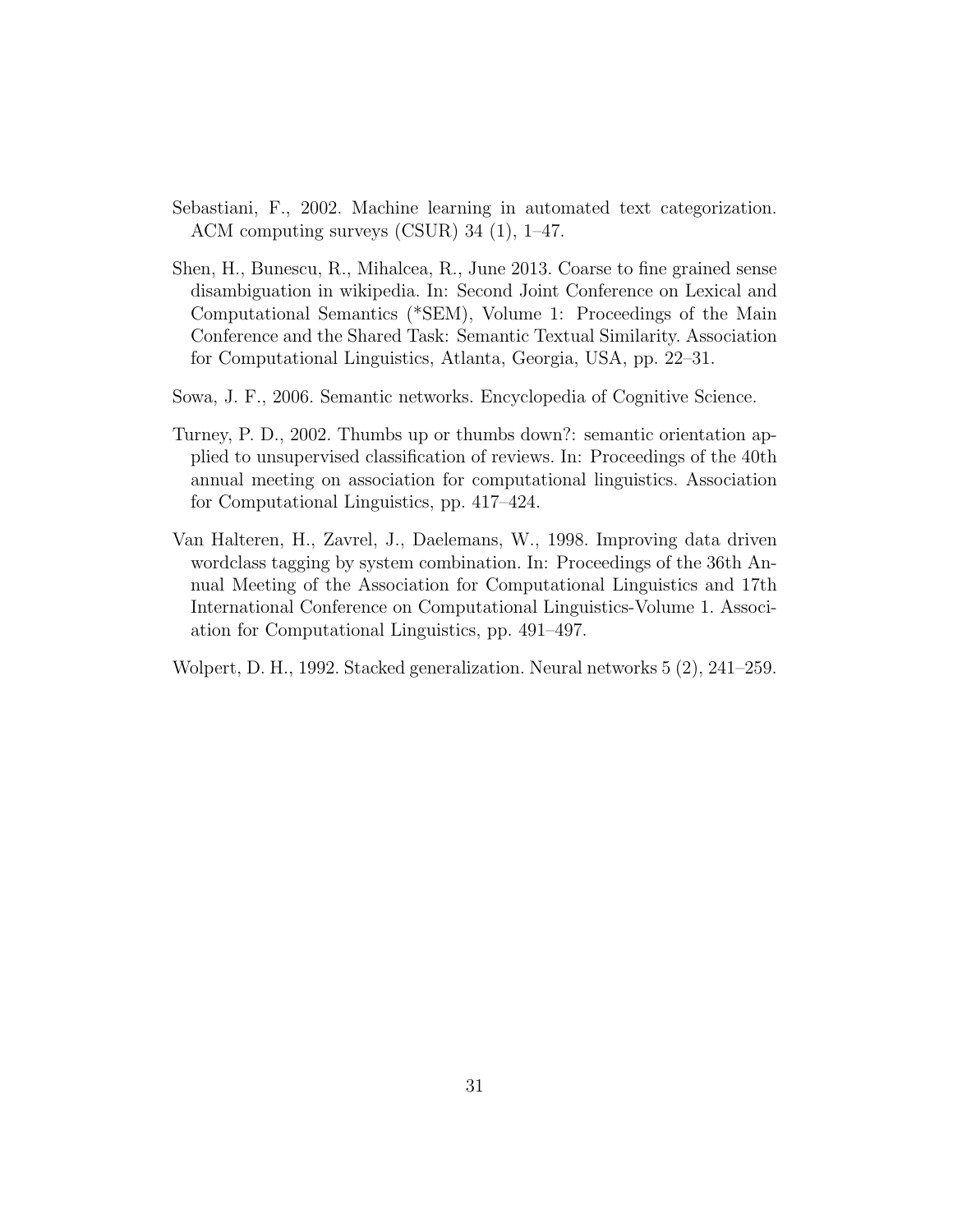Sebastiani, F., 2002. Machine learning in automated text categorization. ACM computing surveys (CSUR) 34 (1), 1–47.

Shen, H., Bunescu, R., Mihalcea, R., June 2013. Coarse to fine grained sense disambiguation in wikipedia. In: Second Joint Conference on Lexical and Computational Semantics (*SEM), Volume 1: Proceedings of the Main Conference and the Shared Task: Semantic Textual Similarity. Association for Computational Linguistics, Atlanta, Georgia, USA, pp. 22–31.

Sowa, J. F., 2006. Semantic networks. Encyclopedia of Cognitive Science.

Turney, P. D., 2002. Thumbs up or thumbs down?: semantic orientation applied to unsupervised classification of reviews. In: Proceedings of the 40th annual meeting on association for computational linguistics. Association for Computational Linguistics, pp. 417–424.

Van Halteren, H., Zavrel, J., Daelemans, W., 1998. Improving data driven wordclass tagging by system combination. In: Proceedings of the 36th Annual Meeting of the Association for Computational Linguistics and 17th International Conference on Computational Linguistics-Volume 1. Association for Computational Linguistics, pp. 491–497.

Wolpert, D. H., 1992. Stacked generalization. Neural networks 5 (2), 241–259.